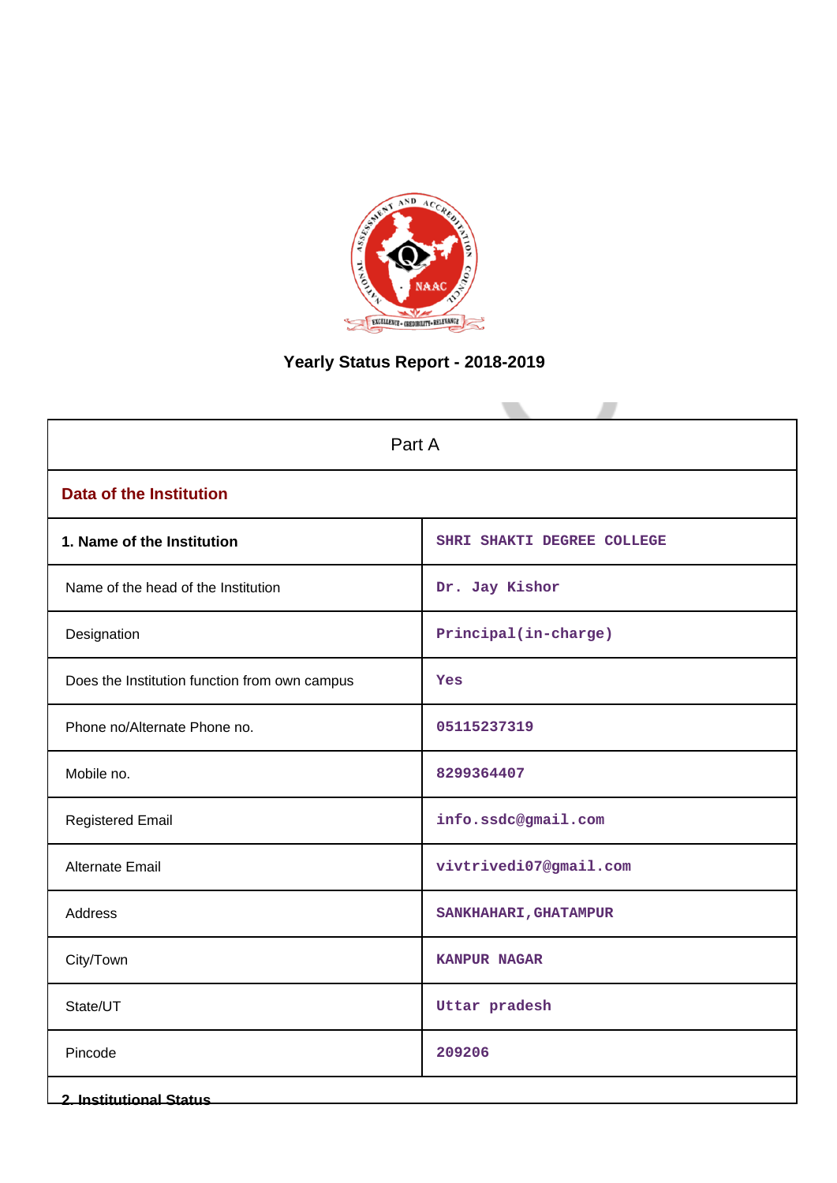# Yearly Status Report - 2018-2019

| Part A | |
|---|---|
| **Data of the Institution** | |
| **1. Name of the Institution** | SHRI SHAKTI DEGREE COLLEGE |
| Name of the head of the Institution | Dr. Jay Kishor |
| Designation | Principal(in-charge) |
| Does the Institution function from own campus | Yes |
| Phone no/Alternate Phone no. | 05115237319 |
| Mobile no. | 8299364407 |
| Registered Email | info.ssdc@gmail.com |
| Alternate Email | vivtrivedi07@gmail.com |
| Address | SANKHAHARI,GHATAMPUR |
| City/Town | KANPUR NAGAR |
| State/UT | Uttar pradesh |
| Pincode | 209206 |

**2. Institutional Status**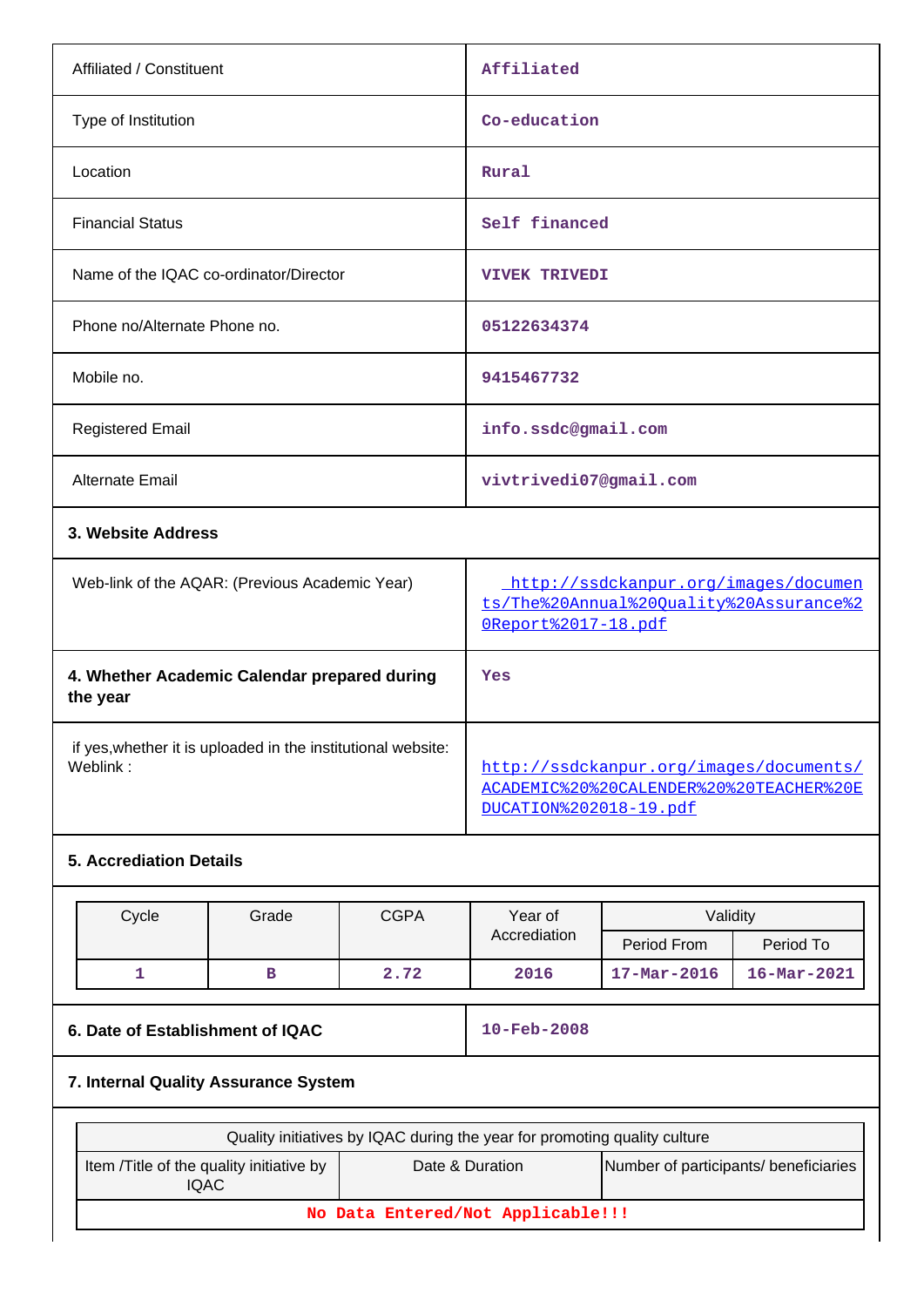| | |
|---|---|
| Affiliated / Constituent | Affiliated |
| Type of Institution | Co-education |
| Location | Rural |
| Financial Status | Self financed |
| Name of the IQAC co-ordinator/Director | VIVEK TRIVEDI |
| Phone no/Alternate Phone no. | 05122634374 |
| Mobile no. | 9415467732 |
| Registered Email | info.ssdc@gmail.com |
| Alternate Email | vivtrivedi07@gmail.com |

**3. Website Address**

| | |
|---|---|
| Web-link of the AQAR: (Previous Academic Year) | http://ssdckanpur.org/images/documents/The%20Annual%20Quality%20Assurance%20Report%2017-18.pdf |
| **4. Whether Academic Calendar prepared during the year** | Yes |
| if yes,whether it is uploaded in the institutional website: Weblink : | http://ssdckanpur.org/images/documents/ACADEMIC%20%20CALENDER%20%20TEACHER%20EDUCATION%202018-19.pdf |

**5. Accrediation Details**

| Cycle | Grade | CGPA | Year of Accrediation | Validity | |
|---|---|---|---|---|---|
| | | | | Period From | Period To |
| 1 | B | 2.72 | 2016 | 17-Mar-2016 | 16-Mar-2021 |

| | |
|---|---|
| **6. Date of Establishment of IQAC** | 10-Feb-2008 |

**7. Internal Quality Assurance System**

| Quality initiatives by IQAC during the year for promoting quality culture | | |
|---|---|---|
| Item /Title of the quality initiative by IQAC | Date & Duration | Number of participants/ beneficiaries |
| No Data Entered/Not Applicable!!! | | |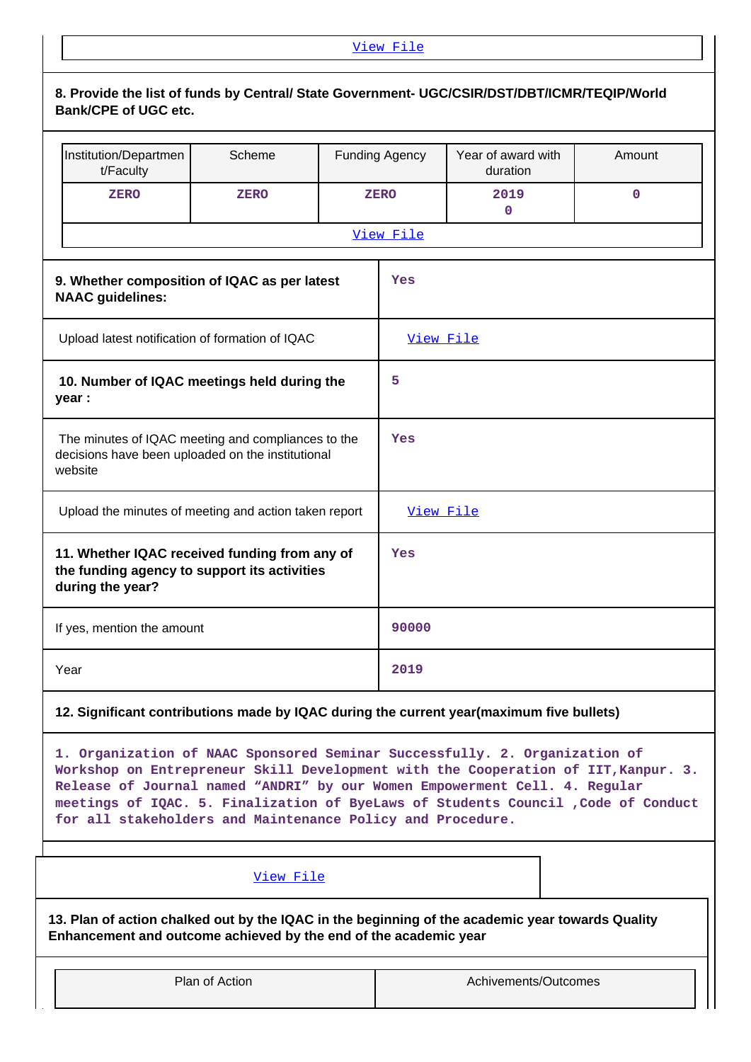View File

**8. Provide the list of funds by Central/ State Government- UGC/CSIR/DST/DBT/ICMR/TEQIP/World Bank/CPE of UGC etc.**

| Institution/Department/Faculty | Scheme | Funding Agency | Year of award with duration | Amount |
|---|---|---|---|---|
| ZERO | ZERO | ZERO | 2019<br>0 | 0 |

View File

| | |
|---|---|
| **9. Whether composition of IQAC as per latest NAAC guidelines:** | Yes |
| Upload latest notification of formation of IQAC | View File |
| **10. Number of IQAC meetings held during the year :** | 5 |
| The minutes of IQAC meeting and compliances to the decisions have been uploaded on the institutional website | Yes |
| Upload the minutes of meeting and action taken report | View File |
| **11. Whether IQAC received funding from any of the funding agency to support its activities during the year?** | Yes |
| If yes, mention the amount | 90000 |
| Year | 2019 |

**12. Significant contributions made by IQAC during the current year(maximum five bullets)**

1. Organization of NAAC Sponsored Seminar Successfully. 2. Organization of Workshop on Entrepreneur Skill Development with the Cooperation of IIT,Kanpur. 3. Release of Journal named “ANDRI” by our Women Empowerment Cell. 4. Regular meetings of IQAC. 5. Finalization of ByeLaws of Students Council ,Code of Conduct for all stakeholders and Maintenance Policy and Procedure.

View File

**13. Plan of action chalked out by the IQAC in the beginning of the academic year towards Quality Enhancement and outcome achieved by the end of the academic year**

| Plan of Action | Achivements/Outcomes |
|---|---|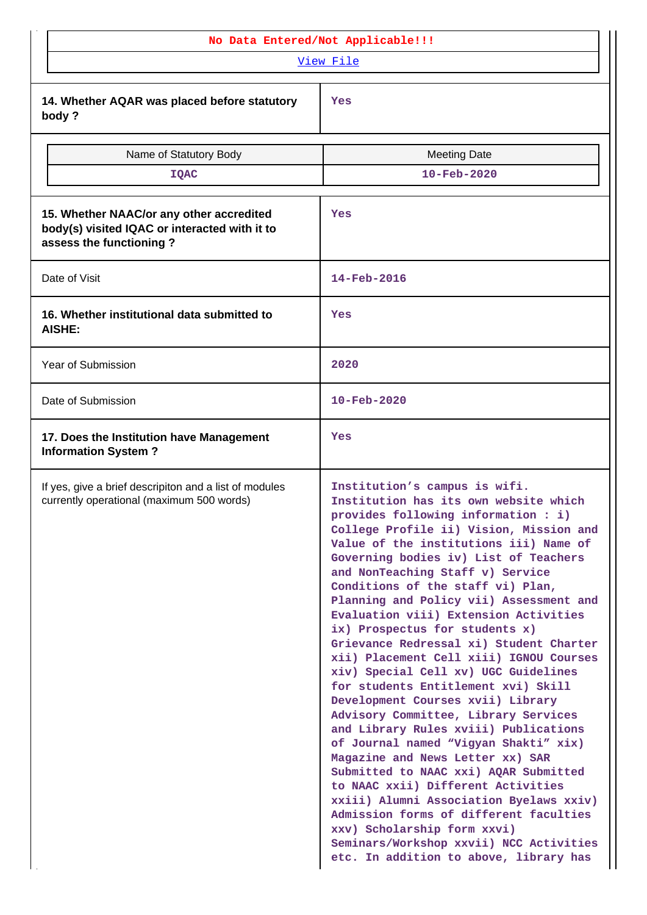| No Data Entered/Not Applicable!!! |
|---|
| View File |

| | |
|---|---|
| **14. Whether AQAR was placed before statutory body ?** | Yes |

| Name of Statutory Body | Meeting Date |
|---|---|
| IQAC | 10-Feb-2020 |

| | |
|---|---|
| **15. Whether NAAC/or any other accredited body(s) visited IQAC or interacted with it to assess the functioning ?** | Yes |
| Date of Visit | 14-Feb-2016 |
| **16. Whether institutional data submitted to AISHE:** | Yes |
| Year of Submission | 2020 |
| Date of Submission | 10-Feb-2020 |
| **17. Does the Institution have Management Information System ?** | Yes |
| If yes, give a brief descripiton and a list of modules currently operational (maximum 500 words) | Institution's campus is wifi. Institution has its own website which provides following information : i) College Profile ii) Vision, Mission and Value of the institutions iii) Name of Governing bodies iv) List of Teachers and NonTeaching Staff v) Service Conditions of the staff vi) Plan, Planning and Policy vii) Assessment and Evaluation viii) Extension Activities ix) Prospectus for students x) Grievance Redressal xi) Student Charter xii) Placement Cell xiii) IGNOU Courses xiv) Special Cell xv) UGC Guidelines for students Entitlement xvi) Skill Development Courses xvii) Library Advisory Committee, Library Services and Library Rules xviii) Publications of Journal named "Vigyan Shakti" xix) Magazine and News Letter xx) SAR Submitted to NAAC xxi) AQAR Submitted to NAAC xxii) Different Activities xxiii) Alumni Association Byelaws xxiv) Admission forms of different faculties xxv) Scholarship form xxvi) Seminars/Workshop xxvii) NCC Activities etc. In addition to above, library has |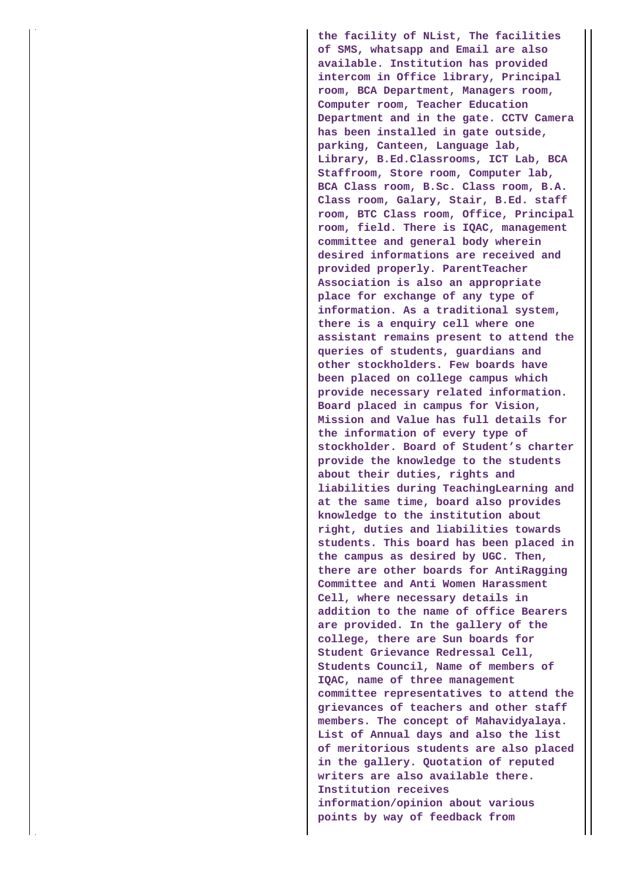**the facility of NList, The facilities of SMS, whatsapp and Email are also available. Institution has provided intercom in Office library, Principal room, BCA Department, Managers room, Computer room, Teacher Education Department and in the gate. CCTV Camera has been installed in gate outside, parking, Canteen, Language lab, Library, B.Ed.Classrooms, ICT Lab, BCA Staffroom, Store room, Computer lab, BCA Class room, B.Sc. Class room, B.A. Class room, Galary, Stair, B.Ed. staff room, BTC Class room, Office, Principal room, field. There is IQAC, management committee and general body wherein desired informations are received and provided properly. ParentTeacher Association is also an appropriate place for exchange of any type of information. As a traditional system, there is a enquiry cell where one assistant remains present to attend the queries of students, guardians and other stockholders. Few boards have been placed on college campus which provide necessary related information. Board placed in campus for Vision, Mission and Value has full details for the information of every type of stockholder. Board of Student's charter provide the knowledge to the students about their duties, rights and liabilities during TeachingLearning and at the same time, board also provides knowledge to the institution about right, duties and liabilities towards students. This board has been placed in the campus as desired by UGC. Then, there are other boards for AntiRagging Committee and Anti Women Harassment Cell, where necessary details in addition to the name of office Bearers are provided. In the gallery of the college, there are Sun boards for Student Grievance Redressal Cell, Students Council, Name of members of IQAC, name of three management committee representatives to attend the grievances of teachers and other staff members. The concept of Mahavidyalaya. List of Annual days and also the list of meritorious students are also placed in the gallery. Quotation of reputed writers are also available there. Institution receives information/opinion about various points by way of feedback from**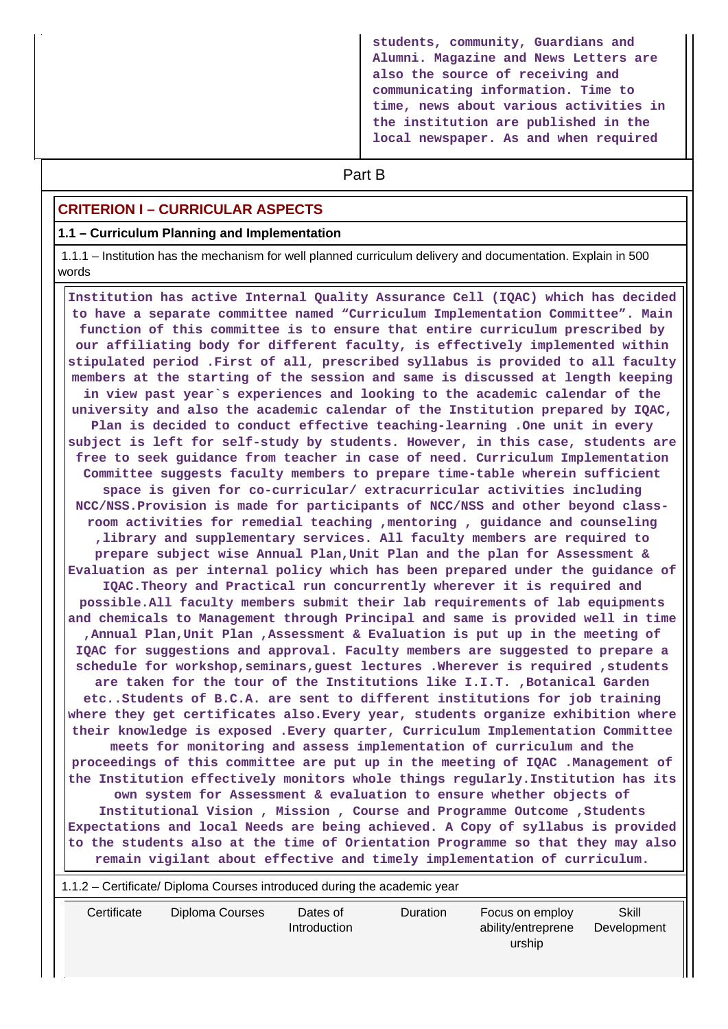students, community, Guardians and Alumni. Magazine and News Letters are also the source of receiving and communicating information. Time to time, news about various activities in the institution are published in the local newspaper. As and when required

## Part B

## CRITERION I – CURRICULAR ASPECTS

### 1.1 – Curriculum Planning and Implementation

1.1.1 – Institution has the mechanism for well planned curriculum delivery and documentation. Explain in 500 words

**Institution has active Internal Quality Assurance Cell (IQAC) which has decided to have a separate committee named “Curriculum Implementation Committee”. Main function of this committee is to ensure that entire curriculum prescribed by our affiliating body for different faculty, is effectively implemented within stipulated period .First of all, prescribed syllabus is provided to all faculty members at the starting of the session and same is discussed at length keeping in view past year`s experiences and looking to the academic calendar of the university and also the academic calendar of the Institution prepared by IQAC, Plan is decided to conduct effective teaching-learning .One unit in every subject is left for self-study by students. However, in this case, students are free to seek guidance from teacher in case of need. Curriculum Implementation Committee suggests faculty members to prepare time-table wherein sufficient space is given for co-curricular/ extracurricular activities including NCC/NSS.Provision is made for participants of NCC/NSS and other beyond class-room activities for remedial teaching ,mentoring , guidance and counseling ,library and supplementary services. All faculty members are required to prepare subject wise Annual Plan,Unit Plan and the plan for Assessment & Evaluation as per internal policy which has been prepared under the guidance of IQAC.Theory and Practical run concurrently wherever it is required and possible.All faculty members submit their lab requirements of lab equipments and chemicals to Management through Principal and same is provided well in time ,Annual Plan,Unit Plan ,Assessment & Evaluation is put up in the meeting of IQAC for suggestions and approval. Faculty members are suggested to prepare a schedule for workshop,seminars,guest lectures .Wherever is required ,students are taken for the tour of the Institutions like I.I.T. ,Botanical Garden etc..Students of B.C.A. are sent to different institutions for job training where they get certificates also.Every year, students organize exhibition where their knowledge is exposed .Every quarter, Curriculum Implementation Committee meets for monitoring and assess implementation of curriculum and the proceedings of this committee are put up in the meeting of IQAC .Management of the Institution effectively monitors whole things regularly.Institution has its own system for Assessment & evaluation to ensure whether objects of Institutional Vision , Mission , Course and Programme Outcome ,Students Expectations and local Needs are being achieved. A Copy of syllabus is provided to the students also at the time of Orientation Programme so that they may also remain vigilant about effective and timely implementation of curriculum.**

1.1.2 – Certificate/ Diploma Courses introduced during the academic year

| Certificate | Diploma Courses | Dates of Introduction | Duration | Focus on employ ability/entreprene urship | Skill Development |
|---|---|---|---|---|---|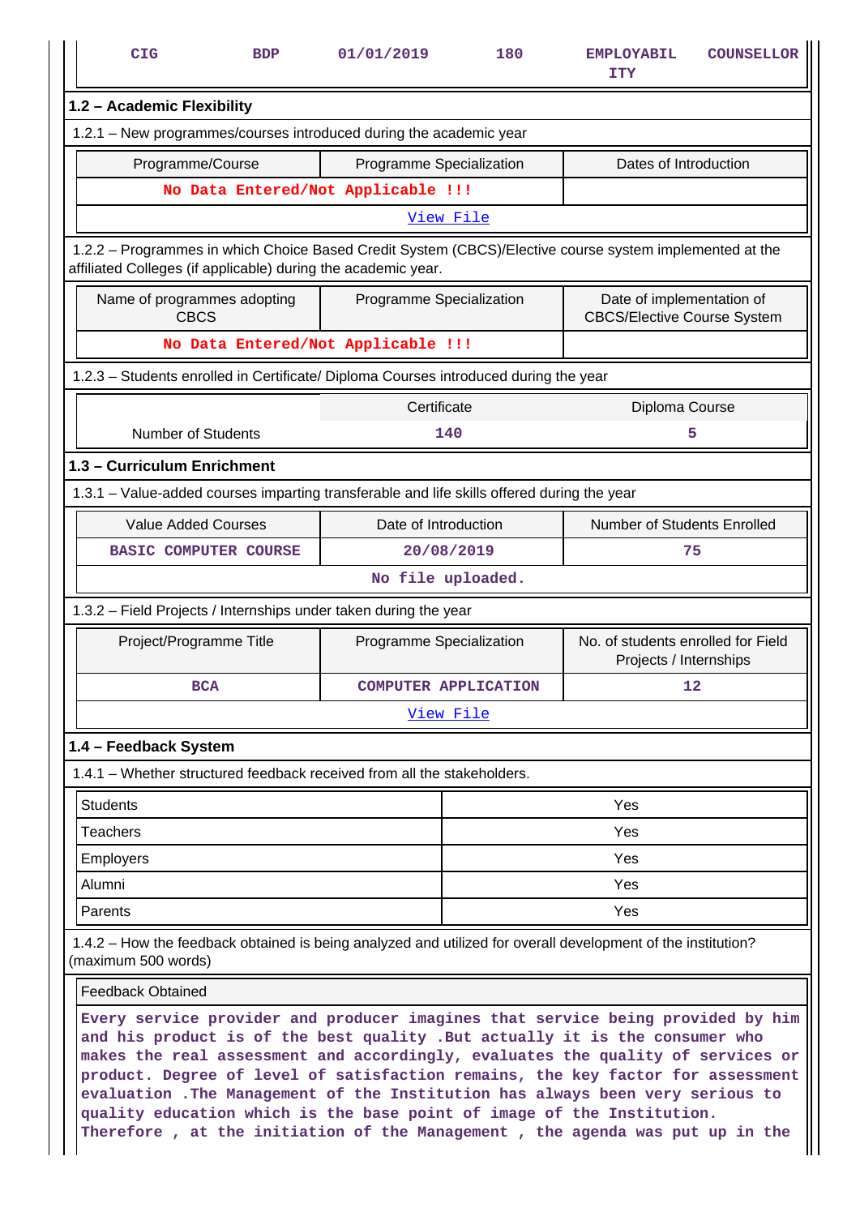| CIG | BDP | 01/01/2019 | 180 | EMPLOYABILITY | COUNSELLOR |
|---|---|---|---|---|---|

## 1.2 – Academic Flexibility

1.2.1 – New programmes/courses introduced during the academic year

| Programme/Course | Programme Specialization | Dates of Introduction |
|---|---|---|
| No Data Entered/Not Applicable !!! | | |
| View File | | |

1.2.2 – Programmes in which Choice Based Credit System (CBCS)/Elective course system implemented at the affiliated Colleges (if applicable) during the academic year.

| Name of programmes adopting CBCS | Programme Specialization | Date of implementation of CBCS/Elective Course System |
|---|---|---|
| No Data Entered/Not Applicable !!! | | |

1.2.3 – Students enrolled in Certificate/ Diploma Courses introduced during the year

| | Certificate | Diploma Course |
|---|---|---|
| Number of Students | 140 | 5 |

## 1.3 – Curriculum Enrichment

1.3.1 – Value-added courses imparting transferable and life skills offered during the year

| Value Added Courses | Date of Introduction | Number of Students Enrolled |
|---|---|---|
| BASIC COMPUTER COURSE | 20/08/2019 | 75 |
| No file uploaded. | | |

1.3.2 – Field Projects / Internships under taken during the year

| Project/Programme Title | Programme Specialization | No. of students enrolled for Field Projects / Internships |
|---|---|---|
| BCA | COMPUTER APPLICATION | 12 |
| View File | | |

## 1.4 – Feedback System

1.4.1 – Whether structured feedback received from all the stakeholders.

| | |
|---|---|
| Students | Yes |
| Teachers | Yes |
| Employers | Yes |
| Alumni | Yes |
| Parents | Yes |

1.4.2 – How the feedback obtained is being analyzed and utilized for overall development of the institution? (maximum 500 words)

Feedback Obtained

Every service provider and producer imagines that service being provided by him and his product is of the best quality .But actually it is the consumer who makes the real assessment and accordingly, evaluates the quality of services or product. Degree of level of satisfaction remains, the key factor for assessment evaluation .The Management of the Institution has always been very serious to quality education which is the base point of image of the Institution. Therefore , at the initiation of the Management , the agenda was put up in the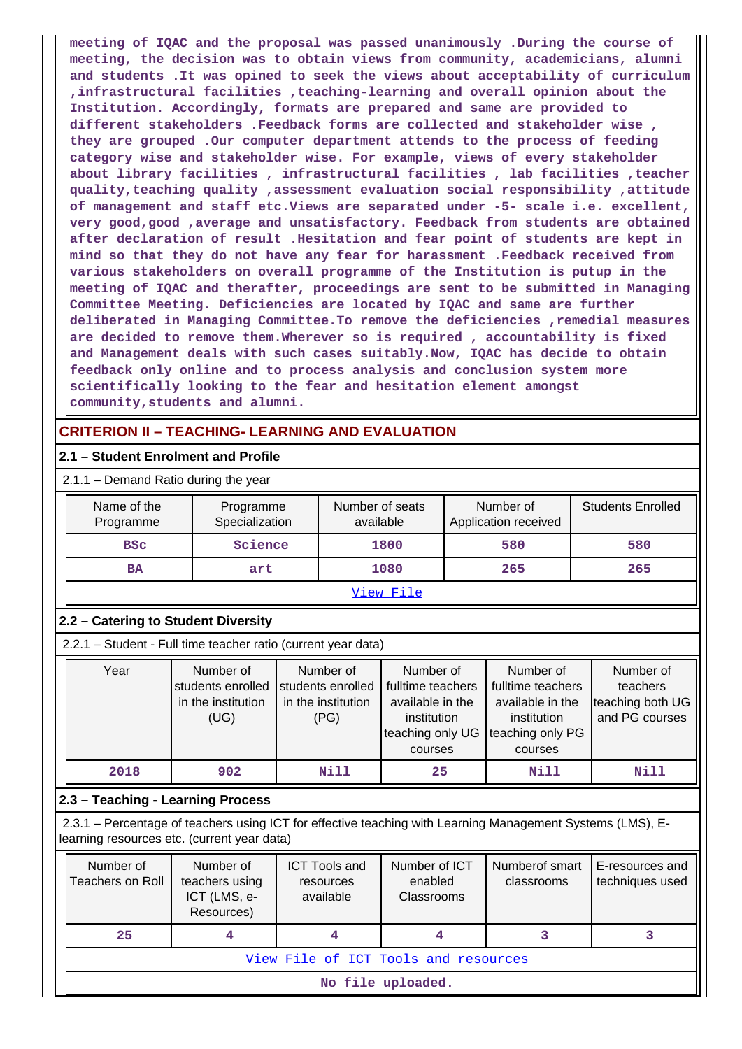meeting of IQAC and the proposal was passed unanimously .During the course of meeting, the decision was to obtain views from community, academicians, alumni and students .It was opined to seek the views about acceptability of curriculum ,infrastructural facilities ,teaching-learning and overall opinion about the Institution. Accordingly, formats are prepared and same are provided to different stakeholders .Feedback forms are collected and stakeholder wise , they are grouped .Our computer department attends to the process of feeding category wise and stakeholder wise. For example, views of every stakeholder about library facilities , infrastructural facilities , lab facilities ,teacher quality,teaching quality ,assessment evaluation social responsibility ,attitude of management and staff etc.Views are separated under -5- scale i.e. excellent, very good,good ,average and unsatisfactory. Feedback from students are obtained after declaration of result .Hesitation and fear point of students are kept in mind so that they do not have any fear for harassment .Feedback received from various stakeholders on overall programme of the Institution is putup in the meeting of IQAC and therafter, proceedings are sent to be submitted in Managing Committee Meeting. Deficiencies are located by IQAC and same are further deliberated in Managing Committee.To remove the deficiencies ,remedial measures are decided to remove them.Wherever so is required , accountability is fixed and Management deals with such cases suitably.Now, IQAC has decide to obtain feedback only online and to process analysis and conclusion system more scientifically looking to the fear and hesitation element amongst community,students and alumni.

## CRITERION II – TEACHING- LEARNING AND EVALUATION

### 2.1 – Student Enrolment and Profile

2.1.1 – Demand Ratio during the year

| Name of the Programme | Programme Specialization | Number of seats available | Number of Application received | Students Enrolled |
|---|---|---|---|---|
| BSc | Science | 1800 | 580 | 580 |
| BA | art | 1080 | 265 | 265 |

View File

### 2.2 – Catering to Student Diversity

2.2.1 – Student - Full time teacher ratio (current year data)

| Year | Number of students enrolled in the institution (UG) | Number of students enrolled in the institution (PG) | Number of fulltime teachers available in the institution teaching only UG courses | Number of fulltime teachers available in the institution teaching only PG courses | Number of teachers teaching both UG and PG courses |
|---|---|---|---|---|---|
| 2018 | 902 | Nill | 25 | Nill | Nill |

### 2.3 – Teaching - Learning Process

2.3.1 – Percentage of teachers using ICT for effective teaching with Learning Management Systems (LMS), E-learning resources etc. (current year data)

| Number of Teachers on Roll | Number of teachers using ICT (LMS, e-Resources) | ICT Tools and resources available | Number of ICT enabled Classrooms | Numberof smart classrooms | E-resources and techniques used |
|---|---|---|---|---|---|
| 25 | 4 | 4 | 4 | 3 | 3 |

View File of ICT Tools and resources

No file uploaded.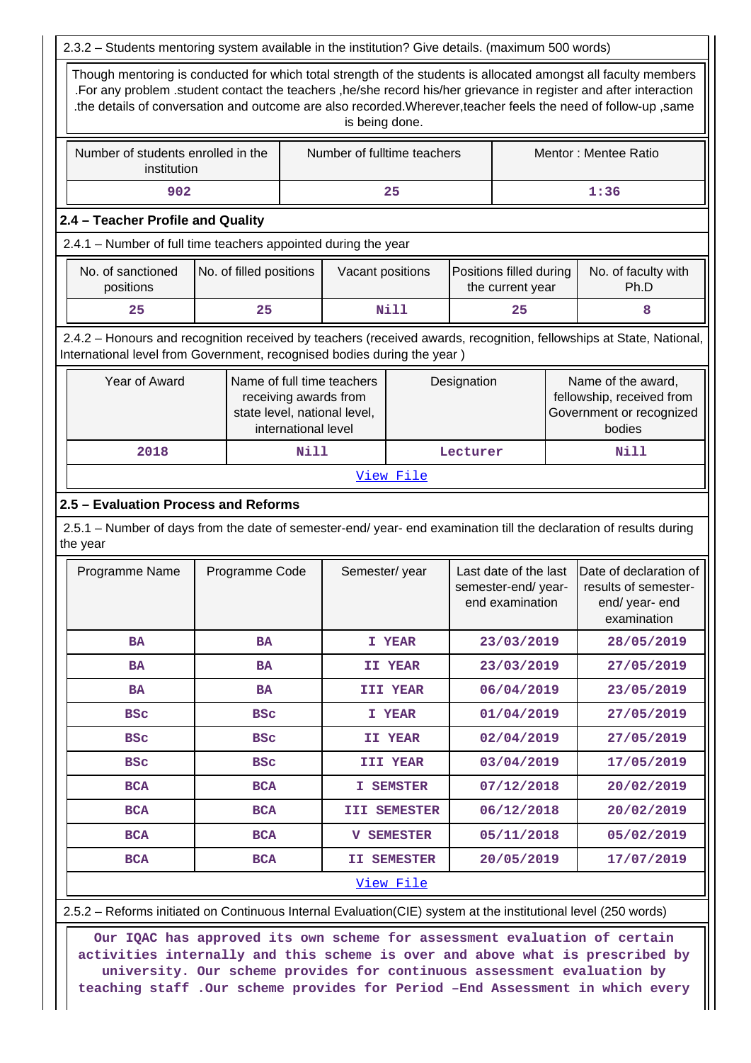2.3.2 – Students mentoring system available in the institution? Give details. (maximum 500 words)

Though mentoring is conducted for which total strength of the students is allocated amongst all faculty members .For any problem .student contact the teachers ,he/she record his/her grievance in register and after interaction .the details of conversation and outcome are also recorded.Wherever,teacher feels the need of follow-up ,same is being done.

| Number of students enrolled in the institution | Number of fulltime teachers | Mentor : Mentee Ratio |
|---|---|---|
| 902 | 25 | 1:36 |

## 2.4 – Teacher Profile and Quality

2.4.1 – Number of full time teachers appointed during the year

| No. of sanctioned positions | No. of filled positions | Vacant positions | Positions filled during the current year | No. of faculty with Ph.D |
|---|---|---|---|---|
| 25 | 25 | Nill | 25 | 8 |

2.4.2 – Honours and recognition received by teachers (received awards, recognition, fellowships at State, National, International level from Government, recognised bodies during the year )

| Year of Award | Name of full time teachers receiving awards from state level, national level, international level | Designation | Name of the award, fellowship, received from Government or recognized bodies |
|---|---|---|---|
| 2018 | Nill | Lecturer | Nill |

View File

## 2.5 – Evaluation Process and Reforms

2.5.1 – Number of days from the date of semester-end/ year- end examination till the declaration of results during the year

| Programme Name | Programme Code | Semester/ year | Last date of the last semester-end/ year- end examination | Date of declaration of results of semester-end/ year- end examination |
|---|---|---|---|---|
| BA | BA | I YEAR | 23/03/2019 | 28/05/2019 |
| BA | BA | II YEAR | 23/03/2019 | 27/05/2019 |
| BA | BA | III YEAR | 06/04/2019 | 23/05/2019 |
| BSc | BSc | I YEAR | 01/04/2019 | 27/05/2019 |
| BSc | BSc | II YEAR | 02/04/2019 | 27/05/2019 |
| BSc | BSc | III YEAR | 03/04/2019 | 17/05/2019 |
| BCA | BCA | I SEMSTER | 07/12/2018 | 20/02/2019 |
| BCA | BCA | III SEMESTER | 06/12/2018 | 20/02/2019 |
| BCA | BCA | V SEMESTER | 05/11/2018 | 05/02/2019 |
| BCA | BCA | II SEMESTER | 20/05/2019 | 17/07/2019 |

View File

2.5.2 – Reforms initiated on Continuous Internal Evaluation(CIE) system at the institutional level (250 words)

Our IQAC has approved its own scheme for assessment evaluation of certain activities internally and this scheme is over and above what is prescribed by university. Our scheme provides for continuous assessment evaluation by teaching staff .Our scheme provides for Period –End Assessment in which every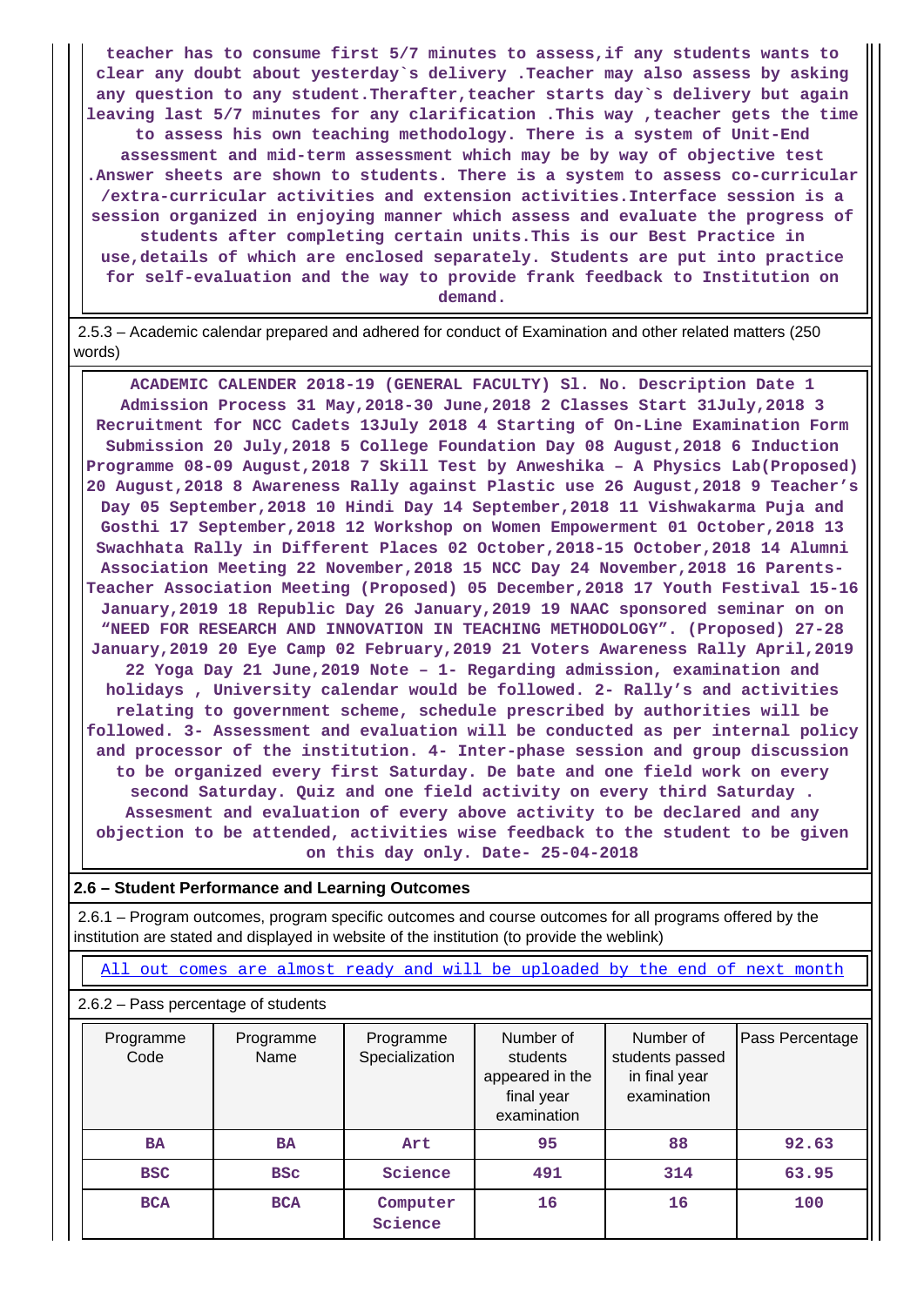teacher has to consume first 5/7 minutes to assess,if any students wants to clear any doubt about yesterday`s delivery .Teacher may also assess by asking any question to any student.Therafter,teacher starts day`s delivery but again leaving last 5/7 minutes for any clarification .This way ,teacher gets the time to assess his own teaching methodology. There is a system of Unit-End assessment and mid-term assessment which may be by way of objective test .Answer sheets are shown to students. There is a system to assess co-curricular /extra-curricular activities and extension activities.Interface session is a session organized in enjoying manner which assess and evaluate the progress of students after completing certain units.This is our Best Practice in use,details of which are enclosed separately. Students are put into practice for self-evaluation and the way to provide frank feedback to Institution on demand.

2.5.3 – Academic calendar prepared and adhered for conduct of Examination and other related matters (250 words)

ACADEMIC CALENDER 2018-19 (GENERAL FACULTY) Sl. No. Description Date 1 Admission Process 31 May,2018-30 June,2018 2 Classes Start 31July,2018 3 Recruitment for NCC Cadets 13July 2018 4 Starting of On-Line Examination Form Submission 20 July,2018 5 College Foundation Day 08 August,2018 6 Induction Programme 08-09 August,2018 7 Skill Test by Anweshika – A Physics Lab(Proposed) 20 August,2018 8 Awareness Rally against Plastic use 26 August,2018 9 Teacher's Day 05 September,2018 10 Hindi Day 14 September,2018 11 Vishwakarma Puja and Gosthi 17 September,2018 12 Workshop on Women Empowerment 01 October,2018 13 Swachhata Rally in Different Places 02 October,2018-15 October,2018 14 Alumni Association Meeting 22 November,2018 15 NCC Day 24 November,2018 16 Parents-Teacher Association Meeting (Proposed) 05 December,2018 17 Youth Festival 15-16 January,2019 18 Republic Day 26 January,2019 19 NAAC sponsored seminar on on "NEED FOR RESEARCH AND INNOVATION IN TEACHING METHODOLOGY". (Proposed) 27-28 January,2019 20 Eye Camp 02 February,2019 21 Voters Awareness Rally April,2019 22 Yoga Day 21 June,2019 Note – 1- Regarding admission, examination and holidays , University calendar would be followed. 2- Rally's and activities relating to government scheme, schedule prescribed by authorities will be followed. 3- Assessment and evaluation will be conducted as per internal policy and processor of the institution. 4- Inter-phase session and group discussion to be organized every first Saturday. De bate and one field work on every second Saturday. Quiz and one field activity on every third Saturday . Assesment and evaluation of every above activity to be declared and any objection to be attended, activities wise feedback to the student to be given on this day only. Date- 25-04-2018

## 2.6 – Student Performance and Learning Outcomes

2.6.1 – Program outcomes, program specific outcomes and course outcomes for all programs offered by the institution are stated and displayed in website of the institution (to provide the weblink)

All out comes are almost ready and will be uploaded by the end of next month

2.6.2 – Pass percentage of students

| Programme Code | Programme Name | Programme Specialization | Number of students appeared in the final year examination | Number of students passed in final year examination | Pass Percentage |
|---|---|---|---|---|---|
| BA | BA | Art | 95 | 88 | 92.63 |
| BSC | BSc | Science | 491 | 314 | 63.95 |
| BCA | BCA | Computer Science | 16 | 16 | 100 |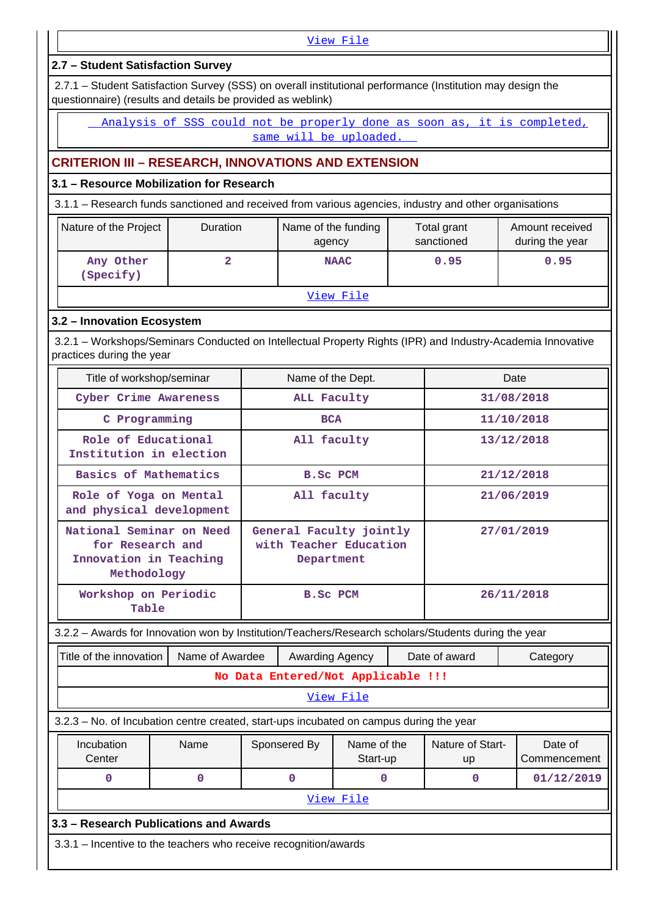View File

### 2.7 – Student Satisfaction Survey

2.7.1 – Student Satisfaction Survey (SSS) on overall institutional performance (Institution may design the questionnaire) (results and details be provided as weblink)

Analysis of SSS could not be properly done as soon as, it is completed, same will be uploaded.

## CRITERION III – RESEARCH, INNOVATIONS AND EXTENSION

### 3.1 – Resource Mobilization for Research

3.1.1 – Research funds sanctioned and received from various agencies, industry and other organisations

| Nature of the Project | Duration | Name of the funding agency | Total grant sanctioned | Amount received during the year |
|---|---|---|---|---|
| Any Other (Specify) | 2 | NAAC | 0.95 | 0.95 |

View File

### 3.2 – Innovation Ecosystem

3.2.1 – Workshops/Seminars Conducted on Intellectual Property Rights (IPR) and Industry-Academia Innovative practices during the year

| Title of workshop/seminar | Name of the Dept. | Date |
|---|---|---|
| Cyber Crime Awareness | ALL Faculty | 31/08/2018 |
| C Programming | BCA | 11/10/2018 |
| Role of Educational Institution in election | All faculty | 13/12/2018 |
| Basics of Mathematics | B.Sc PCM | 21/12/2018 |
| Role of Yoga on Mental and physical development | All faculty | 21/06/2019 |
| National Seminar on Need for Research and Innovation in Teaching Methodology | General Faculty jointly with Teacher Education Department | 27/01/2019 |
| Workshop on Periodic Table | B.Sc PCM | 26/11/2018 |

3.2.2 – Awards for Innovation won by Institution/Teachers/Research scholars/Students during the year

| Title of the innovation | Name of Awardee | Awarding Agency | Date of award | Category |
|---|---|---|---|---|
| No Data Entered/Not Applicable !!! | | | | |

View File

3.2.3 – No. of Incubation centre created, start-ups incubated on campus during the year

| Incubation Center | Name | Sponsered By | Name of the Start-up | Nature of Start-up | Date of Commencement |
|---|---|---|---|---|---|
| 0 | 0 | 0 | 0 | 0 | 01/12/2019 |

View File

### 3.3 – Research Publications and Awards

3.3.1 – Incentive to the teachers who receive recognition/awards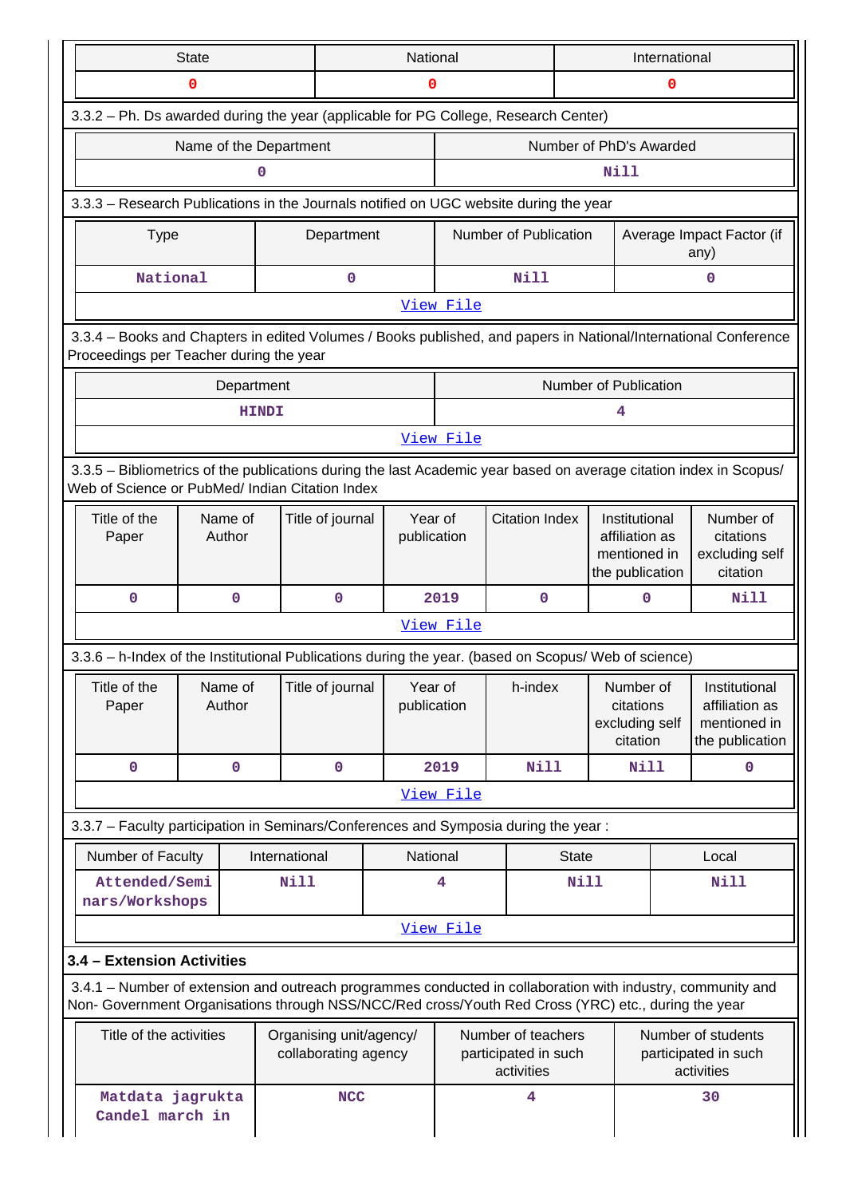| State | National | International |
|---|---|---|
| 0 | 0 | 0 |

3.3.2 – Ph. Ds awarded during the year (applicable for PG College, Research Center)

| Name of the Department | Number of PhD's Awarded |
|---|---|
| 0 | Nill |

3.3.3 – Research Publications in the Journals notified on UGC website during the year

| Type | Department | Number of Publication | Average Impact Factor (if any) |
|---|---|---|---|
| National | 0 | Nill | 0 |

View File

3.3.4 – Books and Chapters in edited Volumes / Books published, and papers in National/International Conference Proceedings per Teacher during the year

| Department | Number of Publication |
|---|---|
| HINDI | 4 |

View File

3.3.5 – Bibliometrics of the publications during the last Academic year based on average citation index in Scopus/ Web of Science or PubMed/ Indian Citation Index

| Title of the Paper | Name of Author | Title of journal | Year of publication | Citation Index | Institutional affiliation as mentioned in the publication | Number of citations excluding self citation |
|---|---|---|---|---|---|---|
| 0 | 0 | 0 | 2019 | 0 | 0 | Nill |

View File

3.3.6 – h-Index of the Institutional Publications during the year. (based on Scopus/ Web of science)

| Title of the Paper | Name of Author | Title of journal | Year of publication | h-index | Number of citations excluding self citation | Institutional affiliation as mentioned in the publication |
|---|---|---|---|---|---|---|
| 0 | 0 | 0 | 2019 | Nill | Nill | 0 |

View File

3.3.7 – Faculty participation in Seminars/Conferences and Symposia during the year :

| Number of Faculty | International | National | State | Local |
|---|---|---|---|---|
| Attended/Seminars/Workshops | Nill | 4 | Nill | Nill |

View File

**3.4 – Extension Activities**

3.4.1 – Number of extension and outreach programmes conducted in collaboration with industry, community and Non- Government Organisations through NSS/NCC/Red cross/Youth Red Cross (YRC) etc., during the year

| Title of the activities | Organising unit/agency/ collaborating agency | Number of teachers participated in such activities | Number of students participated in such activities |
|---|---|---|---|
| Matdata jagrukta Candel march in | NCC | 4 | 30 |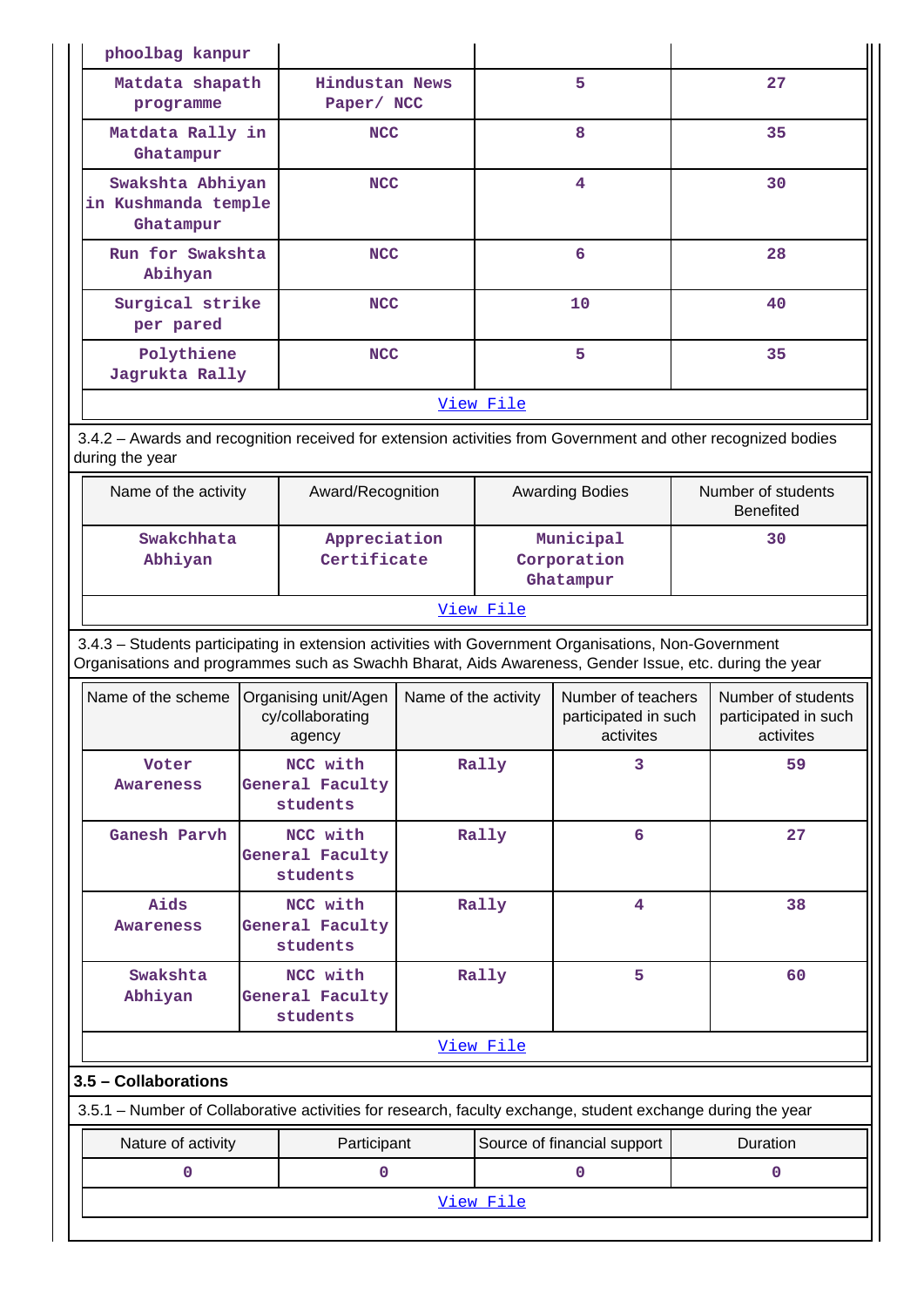| | | | |
|---|---|---|---|
| phoolbag kanpur | | | |
| Matdata shapath programme | Hindustan News Paper/ NCC | 5 | 27 |
| Matdata Rally in Ghatampur | NCC | 8 | 35 |
| Swakshta Abhiyan in Kushmanda temple Ghatampur | NCC | 4 | 30 |
| Run for Swakshta Abihyan | NCC | 6 | 28 |
| Surgical strike per pared | NCC | 10 | 40 |
| Polythiene Jagrukta Rally | NCC | 5 | 35 |

View File

3.4.2 – Awards and recognition received for extension activities from Government and other recognized bodies during the year

| Name of the activity | Award/Recognition | Awarding Bodies | Number of students Benefited |
|---|---|---|---|
| Swakchhata Abhiyan | Appreciation Certificate | Municipal Corporation Ghatampur | 30 |

View File

3.4.3 – Students participating in extension activities with Government Organisations, Non-Government Organisations and programmes such as Swachh Bharat, Aids Awareness, Gender Issue, etc. during the year

| Name of the scheme | Organising unit/Agency/collaborating agency | Name of the activity | Number of teachers participated in such activites | Number of students participated in such activites |
|---|---|---|---|---|
| Voter Awareness | NCC with General Faculty students | Rally | 3 | 59 |
| Ganesh Parvh | NCC with General Faculty students | Rally | 6 | 27 |
| Aids Awareness | NCC with General Faculty students | Rally | 4 | 38 |
| Swakshta Abhiyan | NCC with General Faculty students | Rally | 5 | 60 |

View File

**3.5 – Collaborations**

3.5.1 – Number of Collaborative activities for research, faculty exchange, student exchange during the year

| Nature of activity | Participant | Source of financial support | Duration |
|---|---|---|---|
| 0 | 0 | 0 | 0 |

View File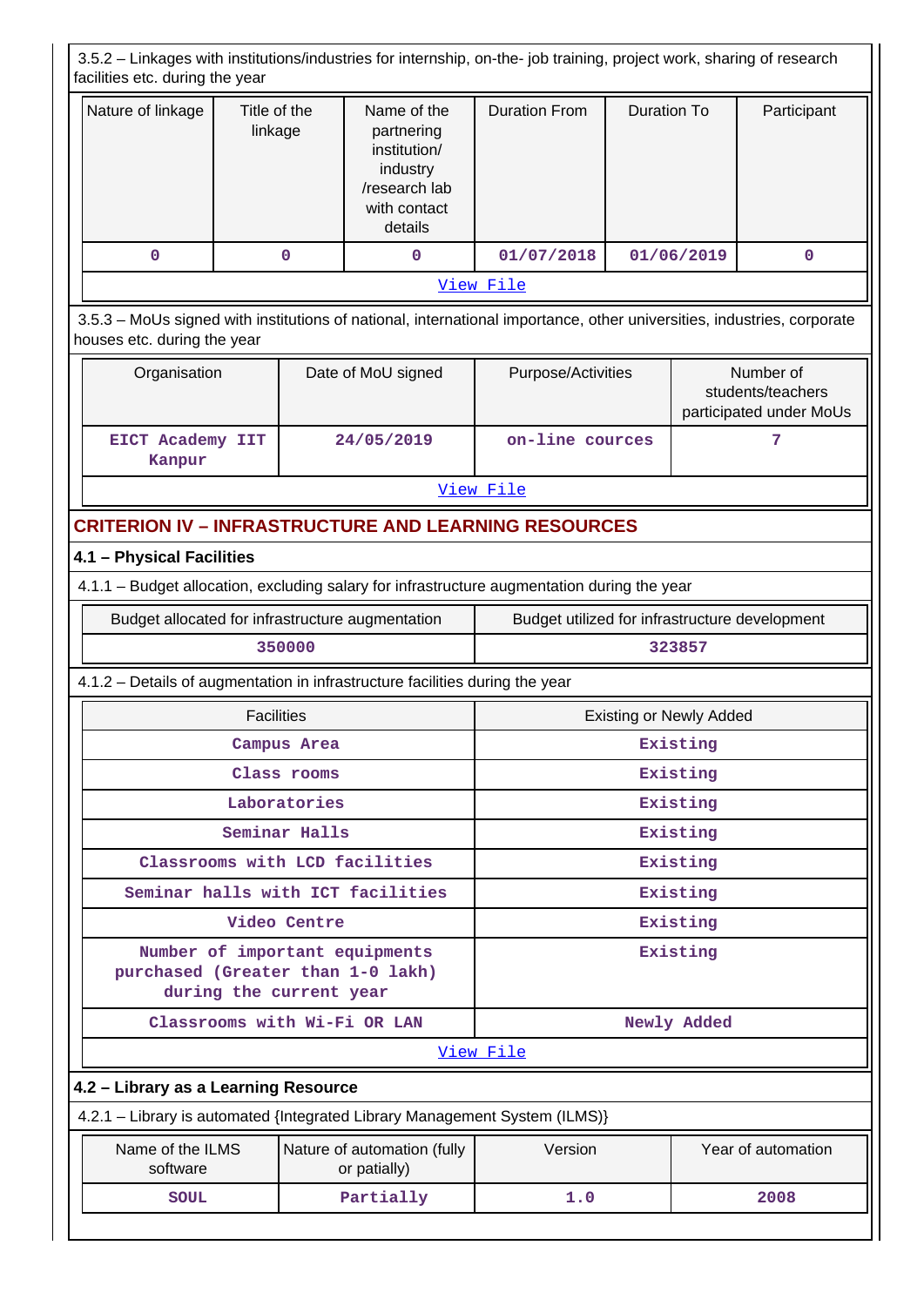3.5.2 – Linkages with institutions/industries for internship, on-the- job training, project work, sharing of research facilities etc. during the year

| Nature of linkage | Title of the linkage | Name of the partnering institution/ industry /research lab with contact details | Duration From | Duration To | Participant |
|---|---|---|---|---|---|
| 0 | 0 | 0 | 01/07/2018 | 01/06/2019 | 0 |
| View File | | | | | |

3.5.3 – MoUs signed with institutions of national, international importance, other universities, industries, corporate houses etc. during the year

| Organisation | Date of MoU signed | Purpose/Activities | Number of students/teachers participated under MoUs |
|---|---|---|---|
| EICT Academy IIT Kanpur | 24/05/2019 | on-line cources | 7 |
| View File | | | |

## CRITERION IV – INFRASTRUCTURE AND LEARNING RESOURCES

### 4.1 – Physical Facilities

4.1.1 – Budget allocation, excluding salary for infrastructure augmentation during the year

| Budget allocated for infrastructure augmentation | Budget utilized for infrastructure development |
|---|---|
| 350000 | 323857 |

4.1.2 – Details of augmentation in infrastructure facilities during the year

| Facilities | Existing or Newly Added |
|---|---|
| Campus Area | Existing |
| Class rooms | Existing |
| Laboratories | Existing |
| Seminar Halls | Existing |
| Classrooms with LCD facilities | Existing |
| Seminar halls with ICT facilities | Existing |
| Video Centre | Existing |
| Number of important equipments purchased (Greater than 1-0 lakh) during the current year | Existing |
| Classrooms with Wi-Fi OR LAN | Newly Added |
| View File | |

### 4.2 – Library as a Learning Resource

4.2.1 – Library is automated {Integrated Library Management System (ILMS)}

| Name of the ILMS software | Nature of automation (fully or patially) | Version | Year of automation |
|---|---|---|---|
| SOUL | Partially | 1.0 | 2008 |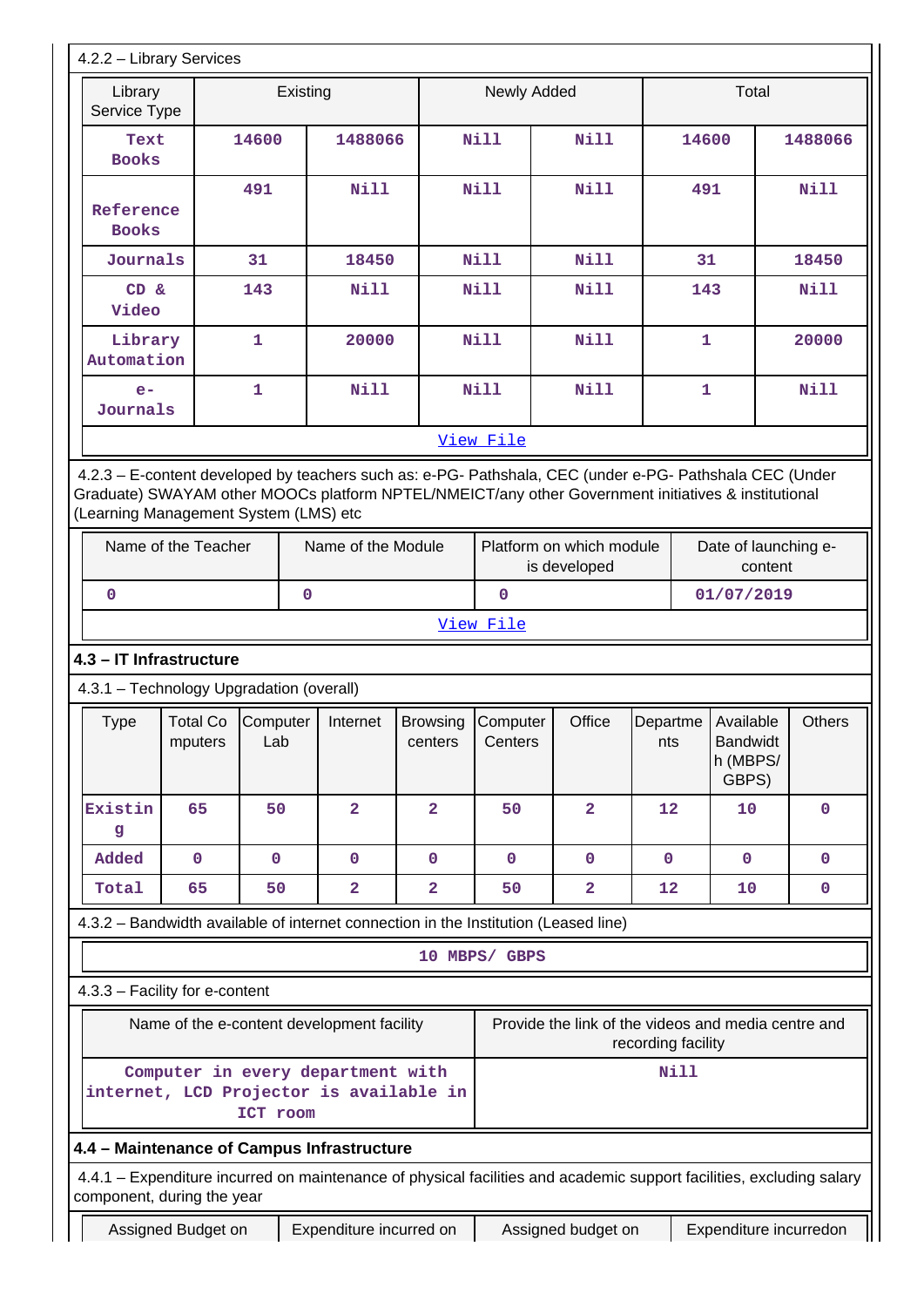4.2.2 – Library Services

| Library Service Type | Existing | | Newly Added | | Total | |
|---|---|---|---|---|---|---|
| Text Books | 14600 | 1488066 | Nill | Nill | 14600 | 1488066 |
| Reference Books | 491 | Nill | Nill | Nill | 491 | Nill |
| Journals | 31 | 18450 | Nill | Nill | 31 | 18450 |
| CD & Video | 143 | Nill | Nill | Nill | 143 | Nill |
| Library Automation | 1 | 20000 | Nill | Nill | 1 | 20000 |
| e-Journals | 1 | Nill | Nill | Nill | 1 | Nill |

View File

4.2.3 – E-content developed by teachers such as: e-PG- Pathshala, CEC (under e-PG- Pathshala CEC (Under Graduate) SWAYAM other MOOCs platform NPTEL/NMEICT/any other Government initiatives & institutional (Learning Management System (LMS) etc

| Name of the Teacher | Name of the Module | Platform on which module is developed | Date of launching e-content |
|---|---|---|---|
| 0 | 0 | 0 | 01/07/2019 |

View File

### 4.3 – IT Infrastructure

4.3.1 – Technology Upgradation (overall)

| Type | Total Computers | Computer Lab | Internet | Browsing centers | Computer Centers | Office | Departments | Available Bandwidth (MBPS/ GBPS) | Others |
|---|---|---|---|---|---|---|---|---|---|
| Existing | 65 | 50 | 2 | 2 | 50 | 2 | 12 | 10 | 0 |
| Added | 0 | 0 | 0 | 0 | 0 | 0 | 0 | 0 | 0 |
| Total | 65 | 50 | 2 | 2 | 50 | 2 | 12 | 10 | 0 |

4.3.2 – Bandwidth available of internet connection in the Institution (Leased line)

10 MBPS/ GBPS

4.3.3 – Facility for e-content

| Name of the e-content development facility | Provide the link of the videos and media centre and recording facility |
|---|---|
| Computer in every department with internet, LCD Projector is available in ICT room | Nill |

### 4.4 – Maintenance of Campus Infrastructure

4.4.1 – Expenditure incurred on maintenance of physical facilities and academic support facilities, excluding salary component, during the year

| Assigned Budget on | Expenditure incurred on | Assigned budget on | Expenditure incurredon |
|---|---|---|---|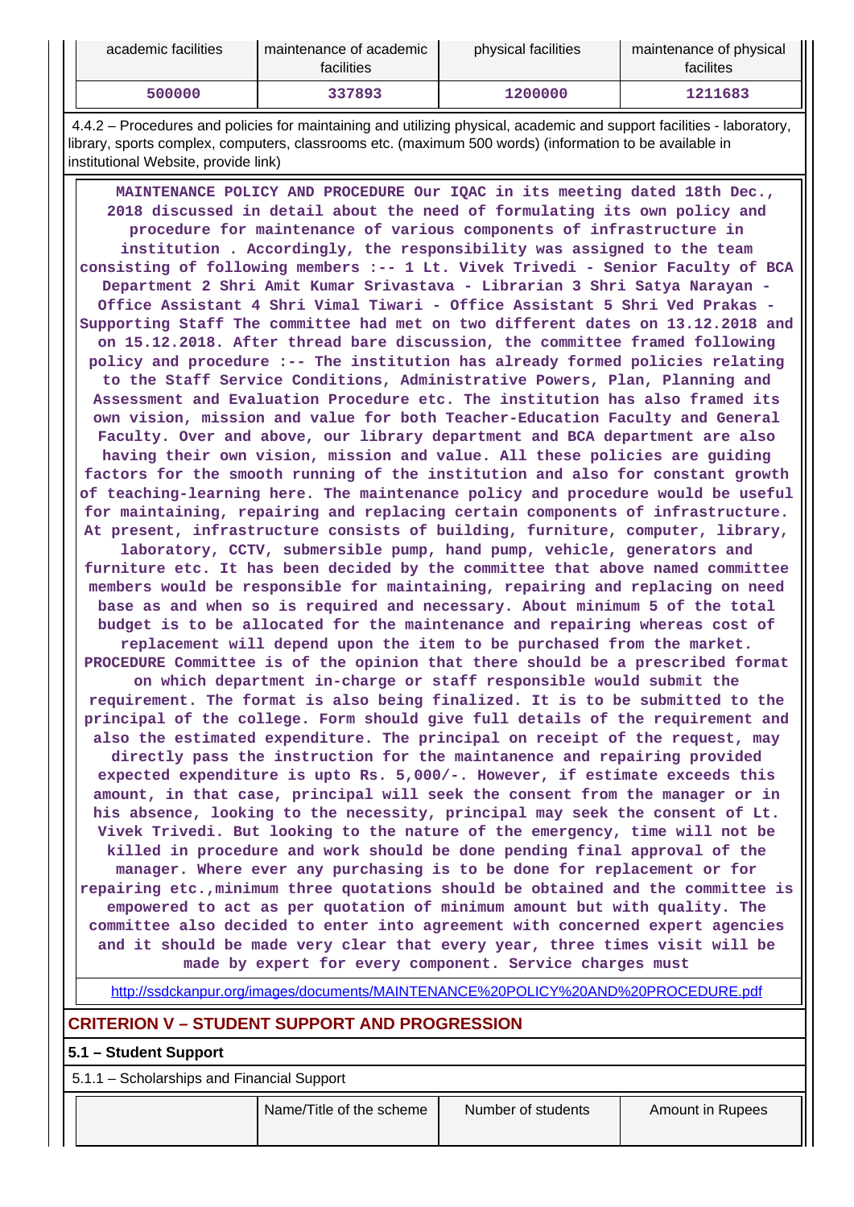| academic facilities | maintenance of academic facilities | physical facilities | maintenance of physical facilites |
|---|---|---|---|
| **500000** | **337893** | **1200000** | **1211683** |

4.4.2 – Procedures and policies for maintaining and utilizing physical, academic and support facilities - laboratory, library, sports complex, computers, classrooms etc. (maximum 500 words) (information to be available in institutional Website, provide link)

**MAINTENANCE POLICY AND PROCEDURE Our IQAC in its meeting dated 18th Dec., 2018 discussed in detail about the need of formulating its own policy and procedure for maintenance of various components of infrastructure in institution . Accordingly, the responsibility was assigned to the team consisting of following members :-- 1 Lt. Vivek Trivedi - Senior Faculty of BCA Department 2 Shri Amit Kumar Srivastava - Librarian 3 Shri Satya Narayan - Office Assistant 4 Shri Vimal Tiwari - Office Assistant 5 Shri Ved Prakas - Supporting Staff The committee had met on two different dates on 13.12.2018 and on 15.12.2018. After thread bare discussion, the committee framed following policy and procedure :-- The institution has already formed policies relating to the Staff Service Conditions, Administrative Powers, Plan, Planning and Assessment and Evaluation Procedure etc. The institution has also framed its own vision, mission and value for both Teacher-Education Faculty and General Faculty. Over and above, our library department and BCA department are also having their own vision, mission and value. All these policies are guiding factors for the smooth running of the institution and also for constant growth of teaching-learning here. The maintenance policy and procedure would be useful for maintaining, repairing and replacing certain components of infrastructure. At present, infrastructure consists of building, furniture, computer, library, laboratory, CCTV, submersible pump, hand pump, vehicle, generators and furniture etc. It has been decided by the committee that above named committee members would be responsible for maintaining, repairing and replacing on need base as and when so is required and necessary. About minimum 5 of the total budget is to be allocated for the maintenance and repairing whereas cost of replacement will depend upon the item to be purchased from the market. PROCEDURE Committee is of the opinion that there should be a prescribed format on which department in-charge or staff responsible would submit the requirement. The format is also being finalized. It is to be submitted to the principal of the college. Form should give full details of the requirement and also the estimated expenditure. The principal on receipt of the request, may directly pass the instruction for the maintanence and repairing provided expected expenditure is upto Rs. 5,000/-. However, if estimate exceeds this amount, in that case, principal will seek the consent from the manager or in his absence, looking to the necessity, principal may seek the consent of Lt. Vivek Trivedi. But looking to the nature of the emergency, time will not be killed in procedure and work should be done pending final approval of the manager. Where ever any purchasing is to be done for replacement or for repairing etc.,minimum three quotations should be obtained and the committee is empowered to act as per quotation of minimum amount but with quality. The committee also decided to enter into agreement with concerned expert agencies and it should be made very clear that every year, three times visit will be made by expert for every component. Service charges must**

http://ssdckanpur.org/images/documents/MAINTENANCE%20POLICY%20AND%20PROCEDURE.pdf

## CRITERION V – STUDENT SUPPORT AND PROGRESSION

### 5.1 – Student Support

5.1.1 – Scholarships and Financial Support

| | Name/Title of the scheme | Number of students | Amount in Rupees |
|---|---|---|---|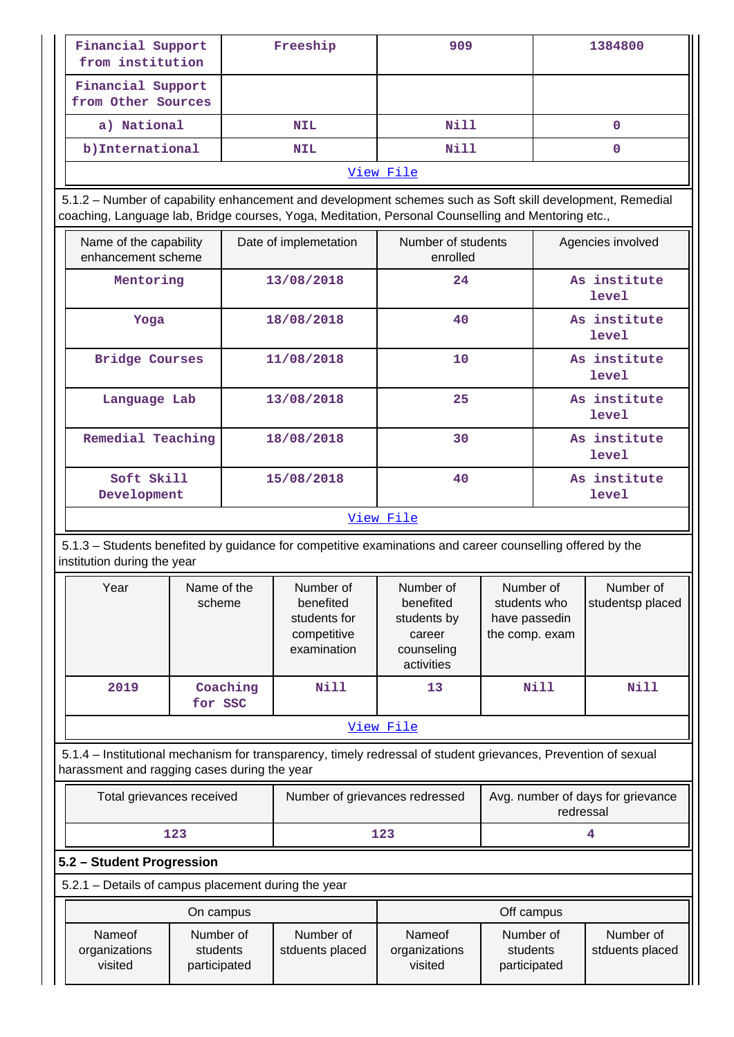| Financial Support from institution | Freeship | 909 | 1384800 |
|---|---|---|---|
| Financial Support from Other Sources | | | |
| a) National | NIL | Nill | 0 |
| b)International | NIL | Nill | 0 |
| View File | | | |

5.1.2 – Number of capability enhancement and development schemes such as Soft skill development, Remedial coaching, Language lab, Bridge courses, Yoga, Meditation, Personal Counselling and Mentoring etc.,

| Name of the capability enhancement scheme | Date of implemetation | Number of students enrolled | Agencies involved |
|---|---|---|---|
| Mentoring | 13/08/2018 | 24 | As institute level |
| Yoga | 18/08/2018 | 40 | As institute level |
| Bridge Courses | 11/08/2018 | 10 | As institute level |
| Language Lab | 13/08/2018 | 25 | As institute level |
| Remedial Teaching | 18/08/2018 | 30 | As institute level |
| Soft Skill Development | 15/08/2018 | 40 | As institute level |
| View File | | | |

5.1.3 – Students benefited by guidance for competitive examinations and career counselling offered by the institution during the year

| Year | Name of the scheme | Number of benefited students for competitive examination | Number of benefited students by career counseling activities | Number of students who have passedin the comp. exam | Number of studentsp placed |
|---|---|---|---|---|---|
| 2019 | Coaching for SSC | Nill | 13 | Nill | Nill |
| View File | | | | | |

5.1.4 – Institutional mechanism for transparency, timely redressal of student grievances, Prevention of sexual harassment and ragging cases during the year

| Total grievances received | Number of grievances redressed | Avg. number of days for grievance redressal |
|---|---|---|
| 123 | 123 | 4 |

**5.2 – Student Progression**

5.2.1 – Details of campus placement during the year

| On campus | | | Off campus | | |
|---|---|---|---|---|---|
| Nameof organizations visited | Number of students participated | Number of stduents placed | Nameof organizations visited | Number of students participated | Number of stduents placed |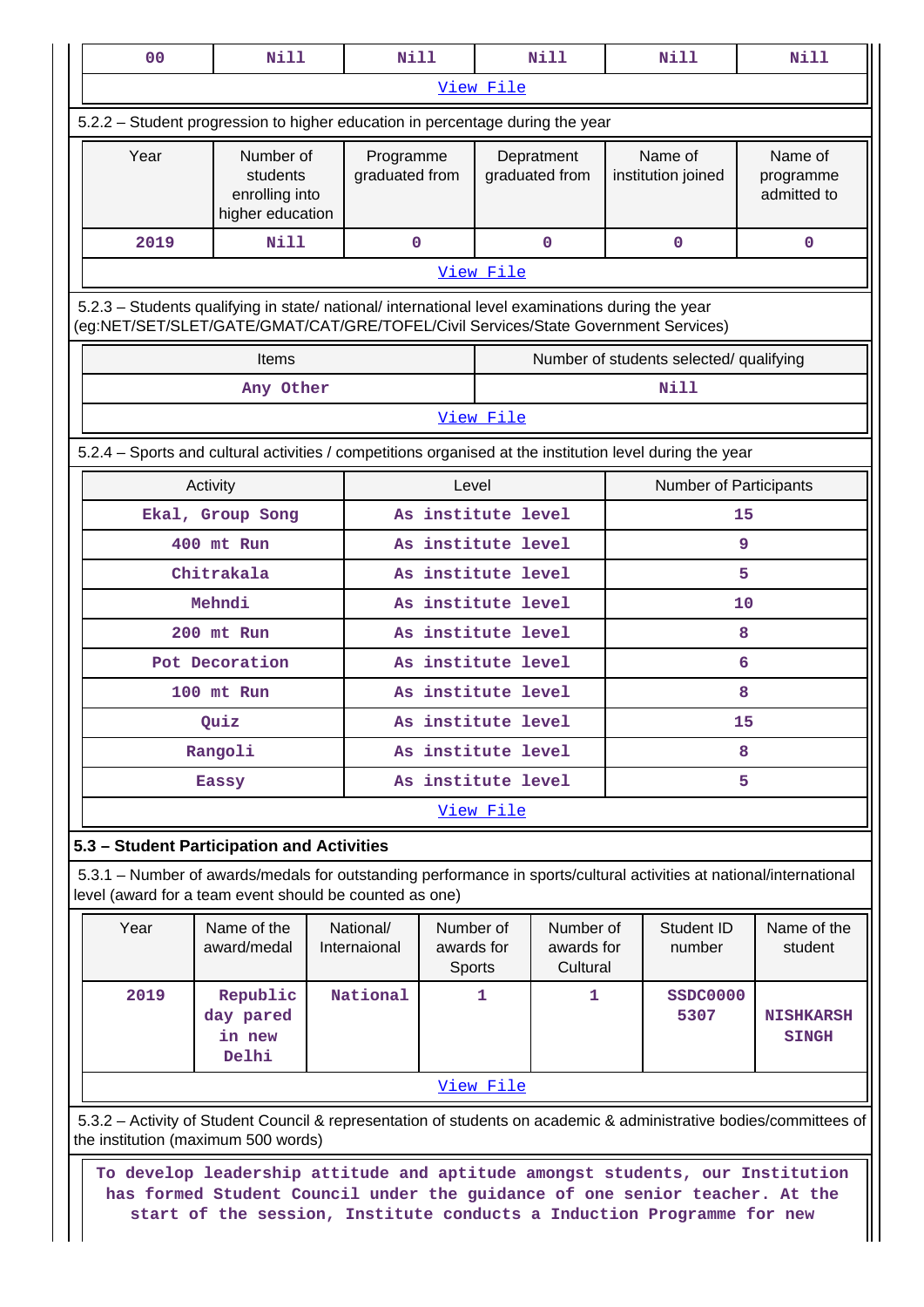| 00 | Nill | Nill | Nill | Nill | Nill |
|---|---|---|---|---|---|

View File

5.2.2 – Student progression to higher education in percentage during the year

| Year | Number of students enrolling into higher education | Programme graduated from | Depratment graduated from | Name of institution joined | Name of programme admitted to |
|---|---|---|---|---|---|
| 2019 | Nill | 0 | 0 | 0 | 0 |

View File

5.2.3 – Students qualifying in state/ national/ international level examinations during the year (eg:NET/SET/SLET/GATE/GMAT/CAT/GRE/TOFEL/Civil Services/State Government Services)

| Items | Number of students selected/ qualifying |
|---|---|
| Any Other | Nill |

View File

5.2.4 – Sports and cultural activities / competitions organised at the institution level during the year

| Activity | Level | Number of Participants |
|---|---|---|
| Ekal, Group Song | As institute level | 15 |
| 400 mt Run | As institute level | 9 |
| Chitrakala | As institute level | 5 |
| Mehndi | As institute level | 10 |
| 200 mt Run | As institute level | 8 |
| Pot Decoration | As institute level | 6 |
| 100 mt Run | As institute level | 8 |
| Quiz | As institute level | 15 |
| Rangoli | As institute level | 8 |
| Eassy | As institute level | 5 |

View File

**5.3 – Student Participation and Activities**

5.3.1 – Number of awards/medals for outstanding performance in sports/cultural activities at national/international level (award for a team event should be counted as one)

| Year | Name of the award/medal | National/ Internaional | Number of awards for Sports | Number of awards for Cultural | Student ID number | Name of the student |
|---|---|---|---|---|---|---|
| 2019 | Republic day pared in new Delhi | National | 1 | 1 | SSDC0000 5307 | NISHKARSH SINGH |

View File

5.3.2 – Activity of Student Council & representation of students on academic & administrative bodies/committees of the institution (maximum 500 words)

To develop leadership attitude and aptitude amongst students, our Institution has formed Student Council under the guidance of one senior teacher. At the start of the session, Institute conducts a Induction Programme for new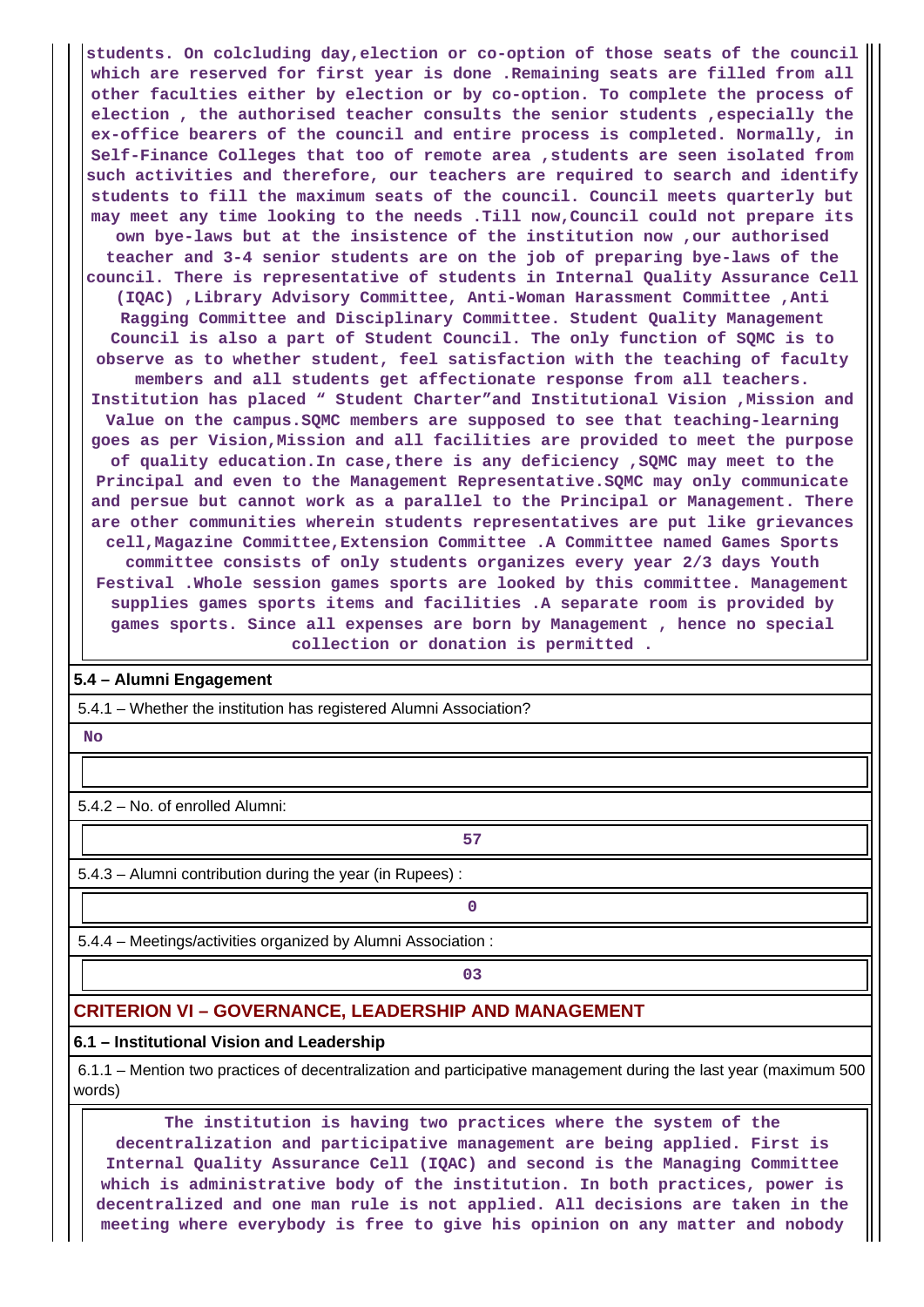students. On colcluding day,election or co-option of those seats of the council which are reserved for first year is done .Remaining seats are filled from all other faculties either by election or by co-option. To complete the process of election , the authorised teacher consults the senior students ,especially the ex-office bearers of the council and entire process is completed. Normally, in Self-Finance Colleges that too of remote area ,students are seen isolated from such activities and therefore, our teachers are required to search and identify students to fill the maximum seats of the council. Council meets quarterly but may meet any time looking to the needs .Till now,Council could not prepare its own bye-laws but at the insistence of the institution now ,our authorised teacher and 3-4 senior students are on the job of preparing bye-laws of the council. There is representative of students in Internal Quality Assurance Cell (IQAC) ,Library Advisory Committee, Anti-Woman Harassment Committee ,Anti Ragging Committee and Disciplinary Committee. Student Quality Management Council is also a part of Student Council. The only function of SQMC is to observe as to whether student, feel satisfaction with the teaching of faculty members and all students get affectionate response from all teachers. Institution has placed " Student Charter"and Institutional Vision ,Mission and Value on the campus.SQMC members are supposed to see that teaching-learning goes as per Vision,Mission and all facilities are provided to meet the purpose of quality education.In case,there is any deficiency ,SQMC may meet to the Principal and even to the Management Representative.SQMC may only communicate and persue but cannot work as a parallel to the Principal or Management. There are other communities wherein students representatives are put like grievances cell,Magazine Committee,Extension Committee .A Committee named Games Sports committee consists of only students organizes every year 2/3 days Youth Festival .Whole session games sports are looked by this committee. Management supplies games sports items and facilities .A separate room is provided by games sports. Since all expenses are born by Management , hence no special collection or donation is permitted .

**5.4 – Alumni Engagement**

5.4.1 – Whether the institution has registered Alumni Association?

**No**

5.4.2 – No. of enrolled Alumni:

**57**

5.4.3 – Alumni contribution during the year (in Rupees) :

**0**

5.4.4 – Meetings/activities organized by Alumni Association :

**03**

## CRITERION VI – GOVERNANCE, LEADERSHIP AND MANAGEMENT

**6.1 – Institutional Vision and Leadership**

6.1.1 – Mention two practices of decentralization and participative management during the last year (maximum 500 words)

The institution is having two practices where the system of the decentralization and participative management are being applied. First is Internal Quality Assurance Cell (IQAC) and second is the Managing Committee which is administrative body of the institution. In both practices, power is decentralized and one man rule is not applied. All decisions are taken in the meeting where everybody is free to give his opinion on any matter and nobody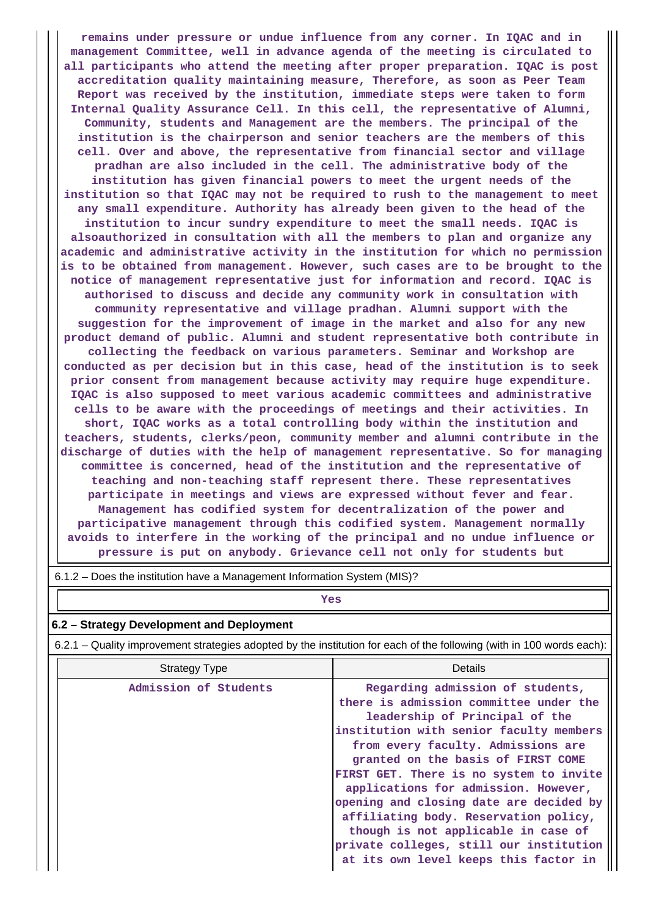remains under pressure or undue influence from any corner. In IQAC and in management Committee, well in advance agenda of the meeting is circulated to all participants who attend the meeting after proper preparation. IQAC is post accreditation quality maintaining measure, Therefore, as soon as Peer Team Report was received by the institution, immediate steps were taken to form Internal Quality Assurance Cell. In this cell, the representative of Alumni, Community, students and Management are the members. The principal of the institution is the chairperson and senior teachers are the members of this cell. Over and above, the representative from financial sector and village pradhan are also included in the cell. The administrative body of the institution has given financial powers to meet the urgent needs of the institution so that IQAC may not be required to rush to the management to meet any small expenditure. Authority has already been given to the head of the institution to incur sundry expenditure to meet the small needs. IQAC is alsoauthorized in consultation with all the members to plan and organize any academic and administrative activity in the institution for which no permission is to be obtained from management. However, such cases are to be brought to the notice of management representative just for information and record. IQAC is authorised to discuss and decide any community work in consultation with community representative and village pradhan. Alumni support with the suggestion for the improvement of image in the market and also for any new product demand of public. Alumni and student representative both contribute in collecting the feedback on various parameters. Seminar and Workshop are conducted as per decision but in this case, head of the institution is to seek prior consent from management because activity may require huge expenditure. IQAC is also supposed to meet various academic committees and administrative cells to be aware with the proceedings of meetings and their activities. In short, IQAC works as a total controlling body within the institution and teachers, students, clerks/peon, community member and alumni contribute in the discharge of duties with the help of management representative. So for managing committee is concerned, head of the institution and the representative of teaching and non-teaching staff represent there. These representatives participate in meetings and views are expressed without fever and fear. Management has codified system for decentralization of the power and participative management through this codified system. Management normally avoids to interfere in the working of the principal and no undue influence or pressure is put on anybody. Grievance cell not only for students but

6.1.2 – Does the institution have a Management Information System (MIS)?

Yes

**6.2 – Strategy Development and Deployment**

6.2.1 – Quality improvement strategies adopted by the institution for each of the following (with in 100 words each):

| Strategy Type | Details |
|---|---|
| Admission of Students | Regarding admission of students, there is admission committee under the leadership of Principal of the institution with senior faculty members from every faculty. Admissions are granted on the basis of FIRST COME FIRST GET. There is no system to invite applications for admission. However, opening and closing date are decided by affiliating body. Reservation policy, though is not applicable in case of private colleges, still our institution at its own level keeps this factor in |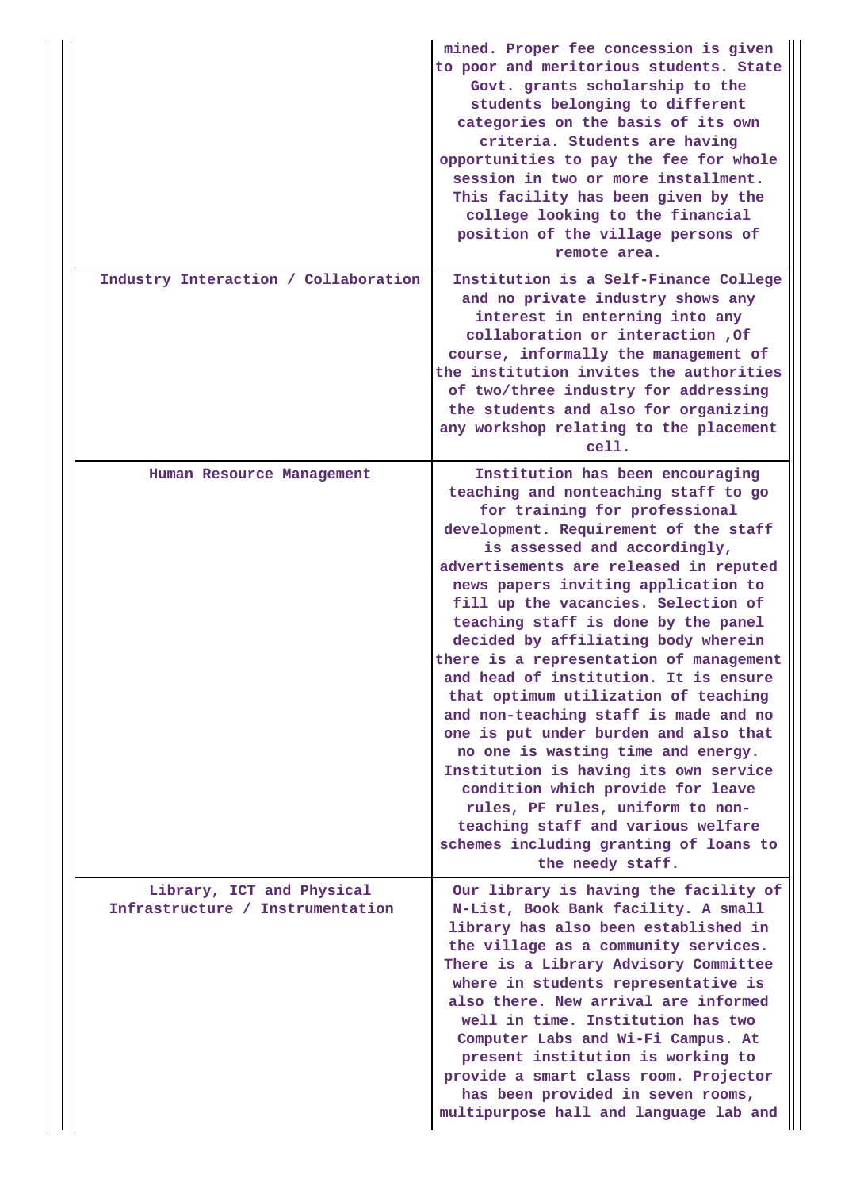| | |
|---|---|
| | mined. Proper fee concession is given to poor and meritorious students. State Govt. grants scholarship to the students belonging to different categories on the basis of its own criteria. Students are having opportunities to pay the fee for whole session in two or more installment. This facility has been given by the college looking to the financial position of the village persons of remote area. |
| Industry Interaction / Collaboration | Institution is a Self-Finance College and no private industry shows any interest in enterning into any collaboration or interaction ,Of course, informally the management of the institution invites the authorities of two/three industry for addressing the students and also for organizing any workshop relating to the placement cell. |
| Human Resource Management | Institution has been encouraging teaching and nonteaching staff to go for training for professional development. Requirement of the staff is assessed and accordingly, advertisements are released in reputed news papers inviting application to fill up the vacancies. Selection of teaching staff is done by the panel decided by affiliating body wherein there is a representation of management and head of institution. It is ensure that optimum utilization of teaching and non-teaching staff is made and no one is put under burden and also that no one is wasting time and energy. Institution is having its own service condition which provide for leave rules, PF rules, uniform to non-teaching staff and various welfare schemes including granting of loans to the needy staff. |
| Library, ICT and Physical Infrastructure / Instrumentation | Our library is having the facility of N-List, Book Bank facility. A small library has also been established in the village as a community services. There is a Library Advisory Committee where in students representative is also there. New arrival are informed well in time. Institution has two Computer Labs and Wi-Fi Campus. At present institution is working to provide a smart class room. Projector has been provided in seven rooms, multipurpose hall and language lab and |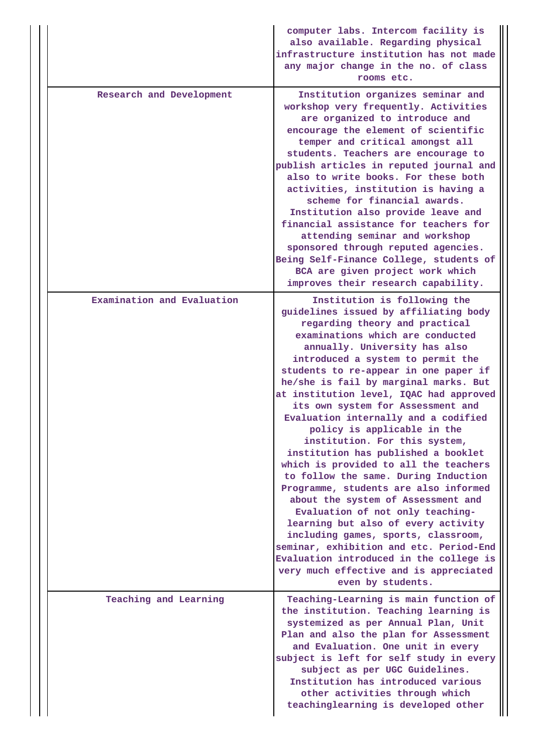| | |
|---|---|
| | computer labs. Intercom facility is also available. Regarding physical infrastructure institution has not made any major change in the no. of class rooms etc. |
| Research and Development | Institution organizes seminar and workshop very frequently. Activities are organized to introduce and encourage the element of scientific temper and critical amongst all students. Teachers are encourage to publish articles in reputed journal and also to write books. For these both activities, institution is having a scheme for financial awards. Institution also provide leave and financial assistance for teachers for attending seminar and workshop sponsored through reputed agencies. Being Self-Finance College, students of BCA are given project work which improves their research capability. |
| Examination and Evaluation | Institution is following the guidelines issued by affiliating body regarding theory and practical examinations which are conducted annually. University has also introduced a system to permit the students to re-appear in one paper if he/she is fail by marginal marks. But at institution level, IQAC had approved its own system for Assessment and Evaluation internally and a codified policy is applicable in the institution. For this system, institution has published a booklet which is provided to all the teachers to follow the same. During Induction Programme, students are also informed about the system of Assessment and Evaluation of not only teaching-learning but also of every activity including games, sports, classroom, seminar, exhibition and etc. Period-End Evaluation introduced in the college is very much effective and is appreciated even by students. |
| Teaching and Learning | Teaching-Learning is main function of the institution. Teaching learning is systemized as per Annual Plan, Unit Plan and also the plan for Assessment and Evaluation. One unit in every subject is left for self study in every subject as per UGC Guidelines. Institution has introduced various other activities through which teachinglearning is developed other |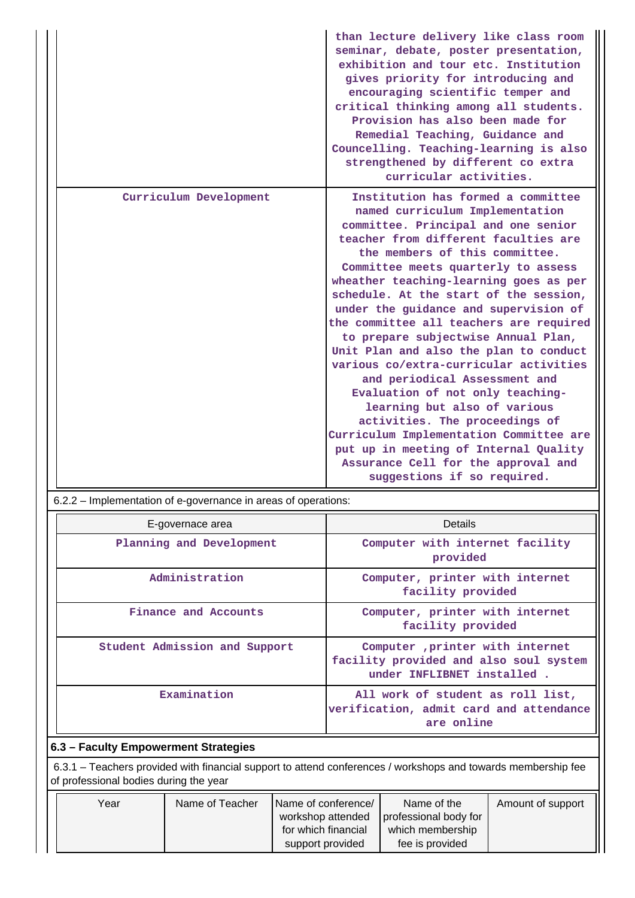| | |
|---|---|
| | than lecture delivery like class room seminar, debate, poster presentation, exhibition and tour etc. Institution gives priority for introducing and encouraging scientific temper and critical thinking among all students. Provision has also been made for Remedial Teaching, Guidance and Councelling. Teaching-learning is also strengthened by different co extra curricular activities. |
| Curriculum Development | Institution has formed a committee named curriculum Implementation committee. Principal and one senior teacher from different faculties are the members of this committee. Committee meets quarterly to assess wheather teaching-learning goes as per schedule. At the start of the session, under the guidance and supervision of the committee all teachers are required to prepare subjectwise Annual Plan, Unit Plan and also the plan to conduct various co/extra-curricular activities and periodical Assessment and Evaluation of not only teaching-learning but also of various activities. The proceedings of Curriculum Implementation Committee are put up in meeting of Internal Quality Assurance Cell for the approval and suggestions if so required. |

6.2.2 – Implementation of e-governance in areas of operations:

| E-governace area | Details |
|---|---|
| Planning and Development | Computer with internet facility provided |
| Administration | Computer, printer with internet facility provided |
| Finance and Accounts | Computer, printer with internet facility provided |
| Student Admission and Support | Computer ,printer with internet facility provided and also soul system under INFLIBNET installed . |
| Examination | All work of student as roll list, verification, admit card and attendance are online |

**6.3 – Faculty Empowerment Strategies**

6.3.1 – Teachers provided with financial support to attend conferences / workshops and towards membership fee of professional bodies during the year

| Year | Name of Teacher | Name of conference/ workshop attended for which financial support provided | Name of the professional body for which membership fee is provided | Amount of support |
|---|---|---|---|---|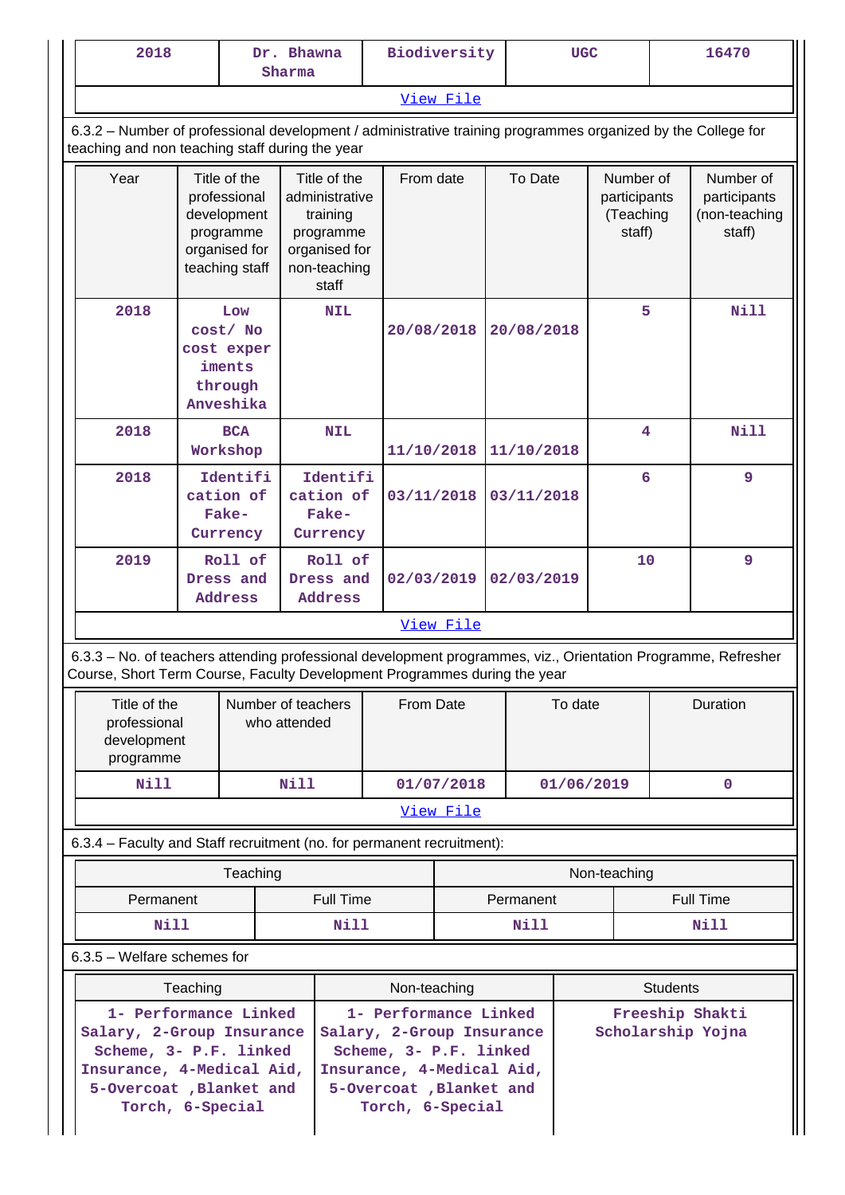| 2018 | Dr. Bhawna Sharma | Biodiversity | UGC | 16470 |
|---|---|---|---|---|
| View File | | | | |

6.3.2 – Number of professional development / administrative training programmes organized by the College for teaching and non teaching staff during the year

| Year | Title of the professional development programme organised for teaching staff | Title of the administrative training programme organised for non-teaching staff | From date | To Date | Number of participants (Teaching staff) | Number of participants (non-teaching staff) |
|---|---|---|---|---|---|---|
| 2018 | Low cost/ No cost experiments through Anveshika | NIL | 20/08/2018 | 20/08/2018 | 5 | Nill |
| 2018 | BCA Workshop | NIL | 11/10/2018 | 11/10/2018 | 4 | Nill |
| 2018 | Identification of Fake-Currency | Identification of Fake-Currency | 03/11/2018 | 03/11/2018 | 6 | 9 |
| 2019 | Roll of Dress and Address | Roll of Dress and Address | 02/03/2019 | 02/03/2019 | 10 | 9 |
| View File | | | | | | |

6.3.3 – No. of teachers attending professional development programmes, viz., Orientation Programme, Refresher Course, Short Term Course, Faculty Development Programmes during the year

| Title of the professional development programme | Number of teachers who attended | From Date | To date | Duration |
|---|---|---|---|---|
| Nill | Nill | 01/07/2018 | 01/06/2019 | 0 |
| View File | | | | |

6.3.4 – Faculty and Staff recruitment (no. for permanent recruitment):

| Teaching | | Non-teaching | |
|---|---|---|---|
| Permanent | Full Time | Permanent | Full Time |
| Nill | Nill | Nill | Nill |

6.3.5 – Welfare schemes for

| Teaching | Non-teaching | Students |
|---|---|---|
| 1- Performance Linked Salary, 2-Group Insurance Scheme, 3- P.F. linked Insurance, 4-Medical Aid, 5-Overcoat ,Blanket and Torch, 6-Special | 1- Performance Linked Salary, 2-Group Insurance Scheme, 3- P.F. linked Insurance, 4-Medical Aid, 5-Overcoat ,Blanket and Torch, 6-Special | Freeship Shakti Scholarship Yojna |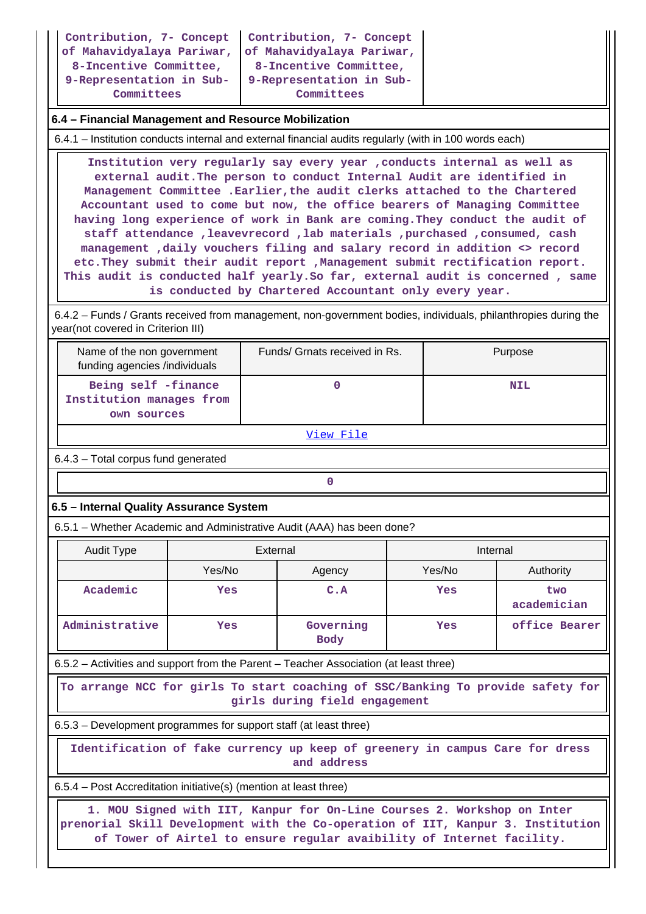| Contribution, 7- Concept of Mahavidyalaya Pariwar, 8-Incentive Committee, 9-Representation in Sub-Committees | Contribution, 7- Concept of Mahavidyalaya Pariwar, 8-Incentive Committee, 9-Representation in Sub-Committees | |
|---|---|---|

**6.4 – Financial Management and Resource Mobilization**

6.4.1 – Institution conducts internal and external financial audits regularly (with in 100 words each)

Institution very regularly say every year ,conducts internal as well as external audit.The person to conduct Internal Audit are identified in Management Committee .Earlier,the audit clerks attached to the Chartered Accountant used to come but now, the office bearers of Managing Committee having long experience of work in Bank are coming.They conduct the audit of staff attendance ,leavevrecord ,lab materials ,purchased ,consumed, cash management ,daily vouchers filing and salary record in addition <> record etc.They submit their audit report ,Management submit rectification report. This audit is conducted half yearly.So far, external audit is concerned , same is conducted by Chartered Accountant only every year.

6.4.2 – Funds / Grants received from management, non-government bodies, individuals, philanthropies during the year(not covered in Criterion III)

| Name of the non government funding agencies /individuals | Funds/ Grnats received in Rs. | Purpose |
|---|---|---|
| Being self -finance Institution manages from own sources | 0 | NIL |
| | View File | |

6.4.3 – Total corpus fund generated

0

**6.5 – Internal Quality Assurance System**

6.5.1 – Whether Academic and Administrative Audit (AAA) has been done?

| Audit Type | External | | Internal | |
|---|---|---|---|---|
| | Yes/No | Agency | Yes/No | Authority |
| Academic | Yes | C.A | Yes | two academician |
| Administrative | Yes | Governing Body | Yes | office Bearer |

6.5.2 – Activities and support from the Parent – Teacher Association (at least three)

To arrange NCC for girls To start coaching of SSC/Banking To provide safety for girls during field engagement

6.5.3 – Development programmes for support staff (at least three)

Identification of fake currency up keep of greenery in campus Care for dress and address

6.5.4 – Post Accreditation initiative(s) (mention at least three)

1. MOU Signed with IIT, Kanpur for On-Line Courses 2. Workshop on Inter prenorial Skill Development with the Co-operation of IIT, Kanpur 3. Institution of Tower of Airtel to ensure regular avaibility of Internet facility.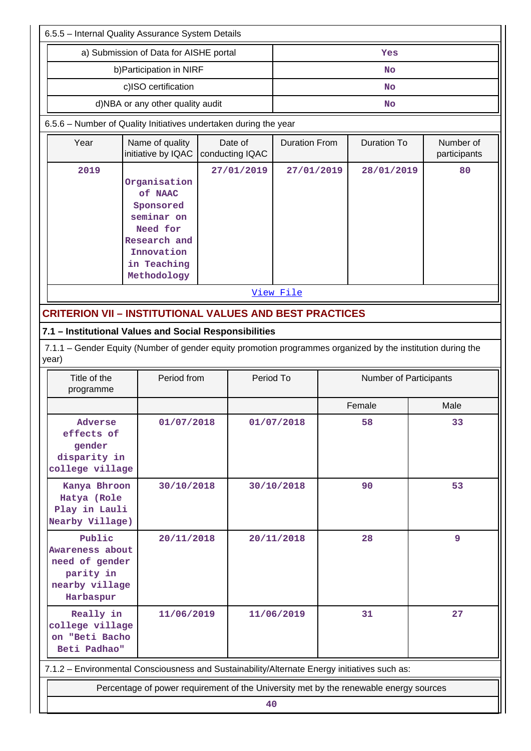6.5.5 – Internal Quality Assurance System Details

| a) Submission of Data for AISHE portal | Yes |
|---|---|
| b)Participation in NIRF | No |
| c)ISO certification | No |
| d)NBA or any other quality audit | No |

6.5.6 – Number of Quality Initiatives undertaken during the year

| Year | Name of quality initiative by IQAC | Date of conducting IQAC | Duration From | Duration To | Number of participants |
|---|---|---|---|---|---|
| 2019 | Organisation of NAAC Sponsored seminar on Need for Research and Innovation in Teaching Methodology | 27/01/2019 | 27/01/2019 | 28/01/2019 | 80 |

View File

## CRITERION VII – INSTITUTIONAL VALUES AND BEST PRACTICES

### 7.1 – Institutional Values and Social Responsibilities

7.1.1 – Gender Equity (Number of gender equity promotion programmes organized by the institution during the year)

| Title of the programme | Period from | Period To | Number of Participants | |
|---|---|---|---|---|
| | | | Female | Male |
| Adverse effects of gender disparity in college village | 01/07/2018 | 01/07/2018 | 58 | 33 |
| Kanya Bhroon Hatya (Role Play in Lauli Nearby Village) | 30/10/2018 | 30/10/2018 | 90 | 53 |
| Public Awareness about need of gender parity in nearby village Harbaspur | 20/11/2018 | 20/11/2018 | 28 | 9 |
| Really in college village on "Beti Bacho Beti Padhao" | 11/06/2019 | 11/06/2019 | 31 | 27 |

7.1.2 – Environmental Consciousness and Sustainability/Alternate Energy initiatives such as:

| Percentage of power requirement of the University met by the renewable energy sources |
|---|
| 40 |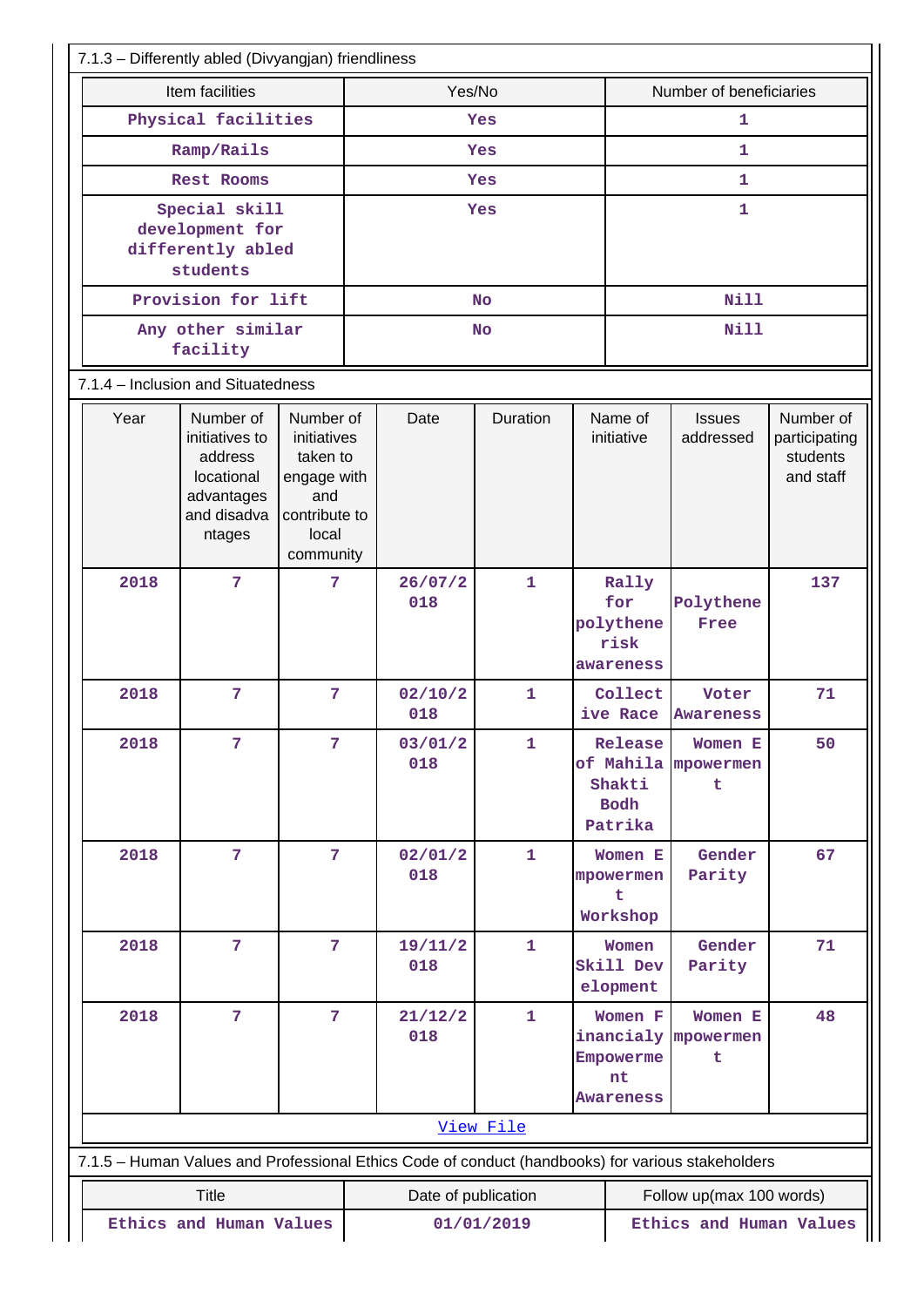7.1.3 – Differently abled (Divyangjan) friendliness

| Item facilities | Yes/No | Number of beneficiaries |
|---|---|---|
| Physical facilities | Yes | 1 |
| Ramp/Rails | Yes | 1 |
| Rest Rooms | Yes | 1 |
| Special skill development for differently abled students | Yes | 1 |
| Provision for lift | No | Nill |
| Any other similar facility | No | Nill |

7.1.4 – Inclusion and Situatedness

| Year | Number of initiatives to address locational advantages and disadvantages | Number of initiatives taken to engage with and contribute to local community | Date | Duration | Name of initiative | Issues addressed | Number of participating students and staff |
|---|---|---|---|---|---|---|---|
| 2018 | 7 | 7 | 26/07/2018 | 1 | Rally for polythene risk awareness | Polythene Free | 137 |
| 2018 | 7 | 7 | 02/10/2018 | 1 | Collective Race | Voter Awareness | 71 |
| 2018 | 7 | 7 | 03/01/2018 | 1 | Release of Mahila Shakti Bodh Patrika | Women Empowerment | 50 |
| 2018 | 7 | 7 | 02/01/2018 | 1 | Women Empowerment Workshop | Gender Parity | 67 |
| 2018 | 7 | 7 | 19/11/2018 | 1 | Women Skill Development | Gender Parity | 71 |
| 2018 | 7 | 7 | 21/12/2018 | 1 | Women Financialy Empowerment Awareness | Women Empowerment | 48 |

View File

7.1.5 – Human Values and Professional Ethics Code of conduct (handbooks) for various stakeholders

| Title | Date of publication | Follow up(max 100 words) |
|---|---|---|
| Ethics and Human Values | 01/01/2019 | Ethics and Human Values |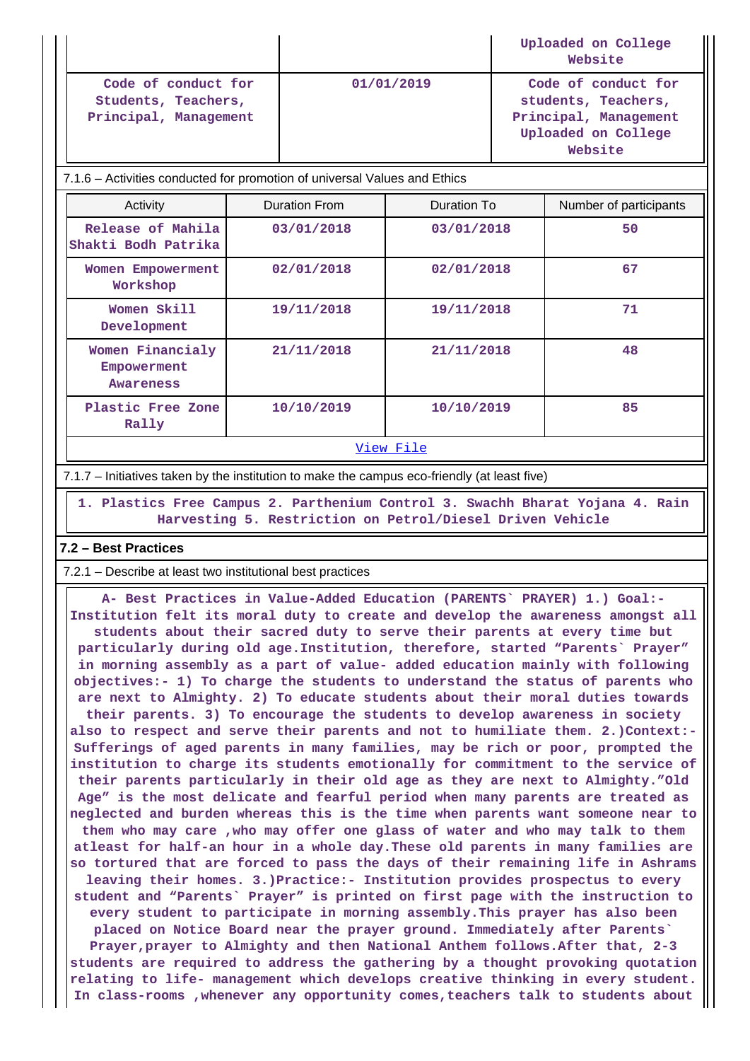| | | Uploaded on College Website |
|---|---|---|
| Code of conduct for Students, Teachers, Principal, Management | 01/01/2019 | Code of conduct for students, Teachers, Principal, Management Uploaded on College Website |

7.1.6 – Activities conducted for promotion of universal Values and Ethics

| Activity | Duration From | Duration To | Number of participants |
|---|---|---|---|
| Release of Mahila Shakti Bodh Patrika | 03/01/2018 | 03/01/2018 | 50 |
| Women Empowerment Workshop | 02/01/2018 | 02/01/2018 | 67 |
| Women Skill Development | 19/11/2018 | 19/11/2018 | 71 |
| Women Financialy Empowerment Awareness | 21/11/2018 | 21/11/2018 | 48 |
| Plastic Free Zone Rally | 10/10/2019 | 10/10/2019 | 85 |

View File

7.1.7 – Initiatives taken by the institution to make the campus eco-friendly (at least five)

1. Plastics Free Campus 2. Parthenium Control 3. Swachh Bharat Yojana 4. Rain Harvesting 5. Restriction on Petrol/Diesel Driven Vehicle

## 7.2 – Best Practices

7.2.1 – Describe at least two institutional best practices

A- Best Practices in Value-Added Education (PARENTS` PRAYER) 1.) Goal:- Institution felt its moral duty to create and develop the awareness amongst all students about their sacred duty to serve their parents at every time but particularly during old age.Institution, therefore, started “Parents` Prayer” in morning assembly as a part of value- added education mainly with following objectives:- 1) To charge the students to understand the status of parents who are next to Almighty. 2) To educate students about their moral duties towards their parents. 3) To encourage the students to develop awareness in society also to respect and serve their parents and not to humiliate them. 2.)Context:- Sufferings of aged parents in many families, may be rich or poor, prompted the institution to charge its students emotionally for commitment to the service of their parents particularly in their old age as they are next to Almighty.”Old Age” is the most delicate and fearful period when many parents are treated as neglected and burden whereas this is the time when parents want someone near to them who may care ,who may offer one glass of water and who may talk to them atleast for half-an hour in a whole day.These old parents in many families are so tortured that are forced to pass the days of their remaining life in Ashrams leaving their homes. 3.)Practice:- Institution provides prospectus to every student and “Parents` Prayer” is printed on first page with the instruction to every student to participate in morning assembly.This prayer has also been placed on Notice Board near the prayer ground. Immediately after Parents` Prayer,prayer to Almighty and then National Anthem follows.After that, 2-3 students are required to address the gathering by a thought provoking quotation relating to life- management which develops creative thinking in every student. In class-rooms ,whenever any opportunity comes,teachers talk to students about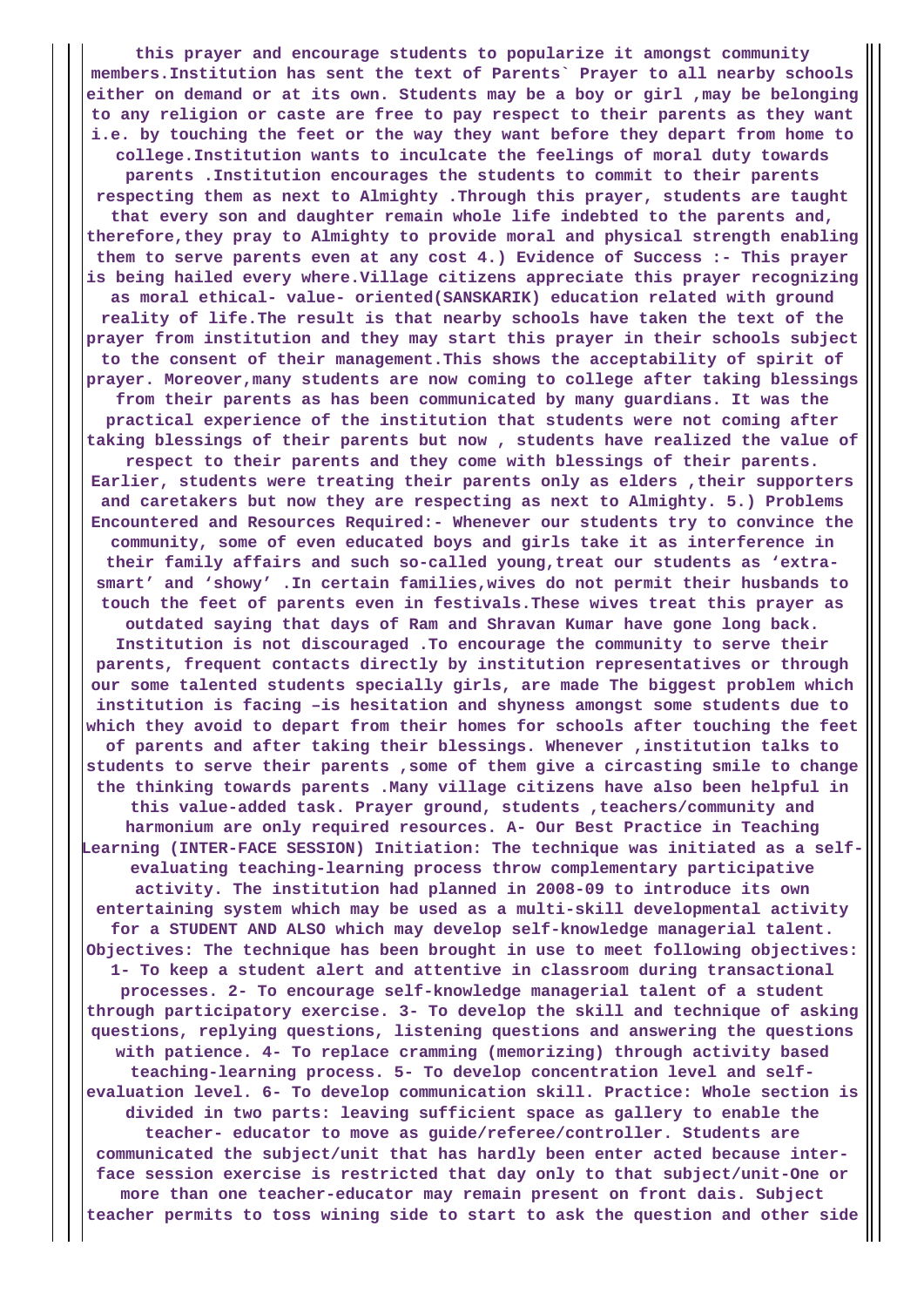**this prayer and encourage students to popularize it amongst community members.Institution has sent the text of Parents` Prayer to all nearby schools either on demand or at its own. Students may be a boy or girl ,may be belonging to any religion or caste are free to pay respect to their parents as they want i.e. by touching the feet or the way they want before they depart from home to college.Institution wants to inculcate the feelings of moral duty towards parents .Institution encourages the students to commit to their parents respecting them as next to Almighty .Through this prayer, students are taught that every son and daughter remain whole life indebted to the parents and, therefore,they pray to Almighty to provide moral and physical strength enabling them to serve parents even at any cost 4.) Evidence of Success :- This prayer is being hailed every where.Village citizens appreciate this prayer recognizing as moral ethical- value- oriented(SANSKARIK) education related with ground reality of life.The result is that nearby schools have taken the text of the prayer from institution and they may start this prayer in their schools subject to the consent of their management.This shows the acceptability of spirit of prayer. Moreover,many students are now coming to college after taking blessings from their parents as has been communicated by many guardians. It was the practical experience of the institution that students were not coming after taking blessings of their parents but now , students have realized the value of respect to their parents and they come with blessings of their parents. Earlier, students were treating their parents only as elders ,their supporters and caretakers but now they are respecting as next to Almighty. 5.) Problems Encountered and Resources Required:- Whenever our students try to convince the community, some of even educated boys and girls take it as interference in their family affairs and such so-called young,treat our students as 'extra-smart' and 'showy' .In certain families,wives do not permit their husbands to touch the feet of parents even in festivals.These wives treat this prayer as outdated saying that days of Ram and Shravan Kumar have gone long back. Institution is not discouraged .To encourage the community to serve their parents, frequent contacts directly by institution representatives or through our some talented students specially girls, are made The biggest problem which institution is facing –is hesitation and shyness amongst some students due to which they avoid to depart from their homes for schools after touching the feet of parents and after taking their blessings. Whenever ,institution talks to students to serve their parents ,some of them give a circasting smile to change the thinking towards parents .Many village citizens have also been helpful in this value-added task. Prayer ground, students ,teachers/community and harmonium are only required resources. A- Our Best Practice in Teaching Learning (INTER-FACE SESSION) Initiation: The technique was initiated as a self-evaluating teaching-learning process throw complementary participative activity. The institution had planned in 2008-09 to introduce its own entertaining system which may be used as a multi-skill developmental activity for a STUDENT AND ALSO which may develop self-knowledge managerial talent. Objectives: The technique has been brought in use to meet following objectives: 1- To keep a student alert and attentive in classroom during transactional processes. 2- To encourage self-knowledge managerial talent of a student through participatory exercise. 3- To develop the skill and technique of asking questions, replying questions, listening questions and answering the questions with patience. 4- To replace cramming (memorizing) through activity based teaching-learning process. 5- To develop concentration level and self-evaluation level. 6- To develop communication skill. Practice: Whole section is divided in two parts: leaving sufficient space as gallery to enable the teacher- educator to move as guide/referee/controller. Students are communicated the subject/unit that has hardly been enter acted because inter-face session exercise is restricted that day only to that subject/unit-One or more than one teacher-educator may remain present on front dais. Subject teacher permits to toss wining side to start to ask the question and other side**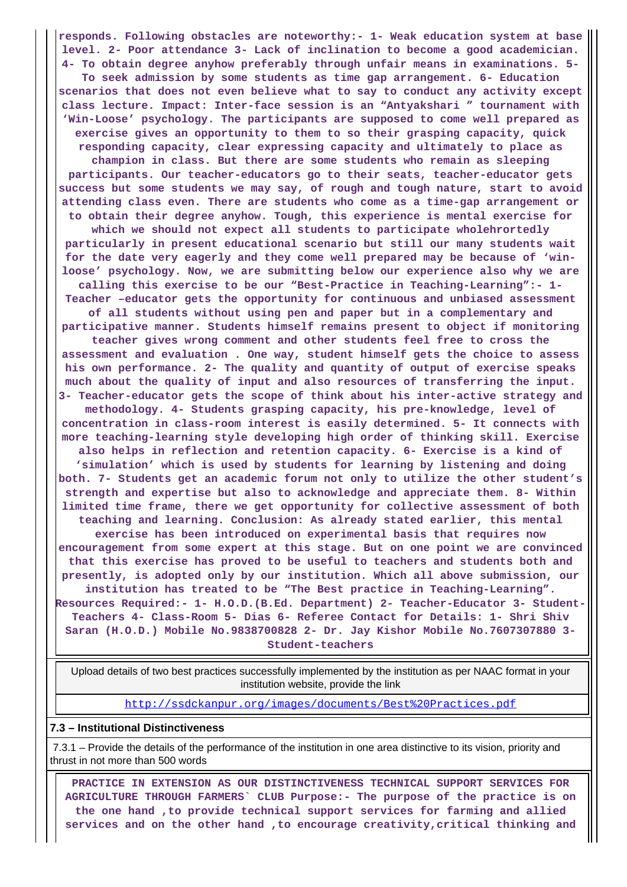**responds. Following obstacles are noteworthy:- 1- Weak education system at base level. 2- Poor attendance 3- Lack of inclination to become a good academician. 4- To obtain degree anyhow preferably through unfair means in examinations. 5- To seek admission by some students as time gap arrangement. 6- Education scenarios that does not even believe what to say to conduct any activity except class lecture. Impact: Inter-face session is an "Antyakshari " tournament with 'Win-Loose' psychology. The participants are supposed to come well prepared as exercise gives an opportunity to them to so their grasping capacity, quick responding capacity, clear expressing capacity and ultimately to place as champion in class. But there are some students who remain as sleeping participants. Our teacher-educators go to their seats, teacher-educator gets success but some students we may say, of rough and tough nature, start to avoid attending class even. There are students who come as a time-gap arragement or to obtain their degree anyhow. Tough, this experience is mental exercise for which we should not expect all students to participate wholehrortedly particularly in present educational scenario but still our many students wait for the date very eagerly and they come well prepared may be because of 'win-loose' psychology. Now, we are submitting below our experience also why we are calling this exercise to be our "Best-Practice in Teaching-Learning":- 1- Teacher –educator gets the opportunity for continuous and unbiased assessment of all students without using pen and paper but in a complementary and participative manner. Students himself remains present to object if monitoring teacher gives wrong comment and other students feel free to cross the assessment and evaluation . One way, student himself gets the choice to assess his own performance. 2- The quality and quantity of output of exercise speaks much about the quality of input and also resources of transferring the input. 3- Teacher-educator gets the scope of think about his inter-active strategy and methodology. 4- Students grasping capacity, his pre-knowledge, level of concentration in class-room interest is easily determined. 5- It connects with more teaching-learning style developing high order of thinking skill. Exercise also helps in reflection and retention capacity. 6- Exercise is a kind of 'simulation' which is used by students for learning by listening and doing both. 7- Students get an academic forum not only to utilize the other student's strength and expertise but also to acknowledge and appreciate them. 8- Within limited time frame, there we get opportunity for collective assessment of both teaching and learning. Conclusion: As already stated earlier, this mental exercise has been introduced on experimental basis that requires now encouragement from some expert at this stage. But on one point we are convinced that this exercise has proved to be useful to teachers and students both and presently, is adopted only by our institution. Which all above submission, our institution has treated to be "The Best practice in Teaching-Learning". Resources Required:- 1- H.O.D.(B.Ed. Department) 2- Teacher-Educator 3- Student-Teachers 4- Class-Room 5- Dias 6- Referee Contact for Details: 1- Shri Shiv Saran (H.O.D.) Mobile No.9838700828 2- Dr. Jay Kishor Mobile No.7607307880 3- Student-teachers**

| Upload details of two best practices successfully implemented by the institution as per NAAC format in your institution website, provide the link |
|---|
| http://ssdckanpur.org/images/documents/Best%20Practices.pdf |

**7.3 – Institutional Distinctiveness**

7.3.1 – Provide the details of the performance of the institution in one area distinctive to its vision, priority and thrust in not more than 500 words

**PRACTICE IN EXTENSION AS OUR DISTINCTIVENESS TECHNICAL SUPPORT SERVICES FOR AGRICULTURE THROUGH FARMERS` CLUB Purpose:- The purpose of the practice is on the one hand ,to provide technical support services for farming and allied services and on the other hand ,to encourage creativity,critical thinking and**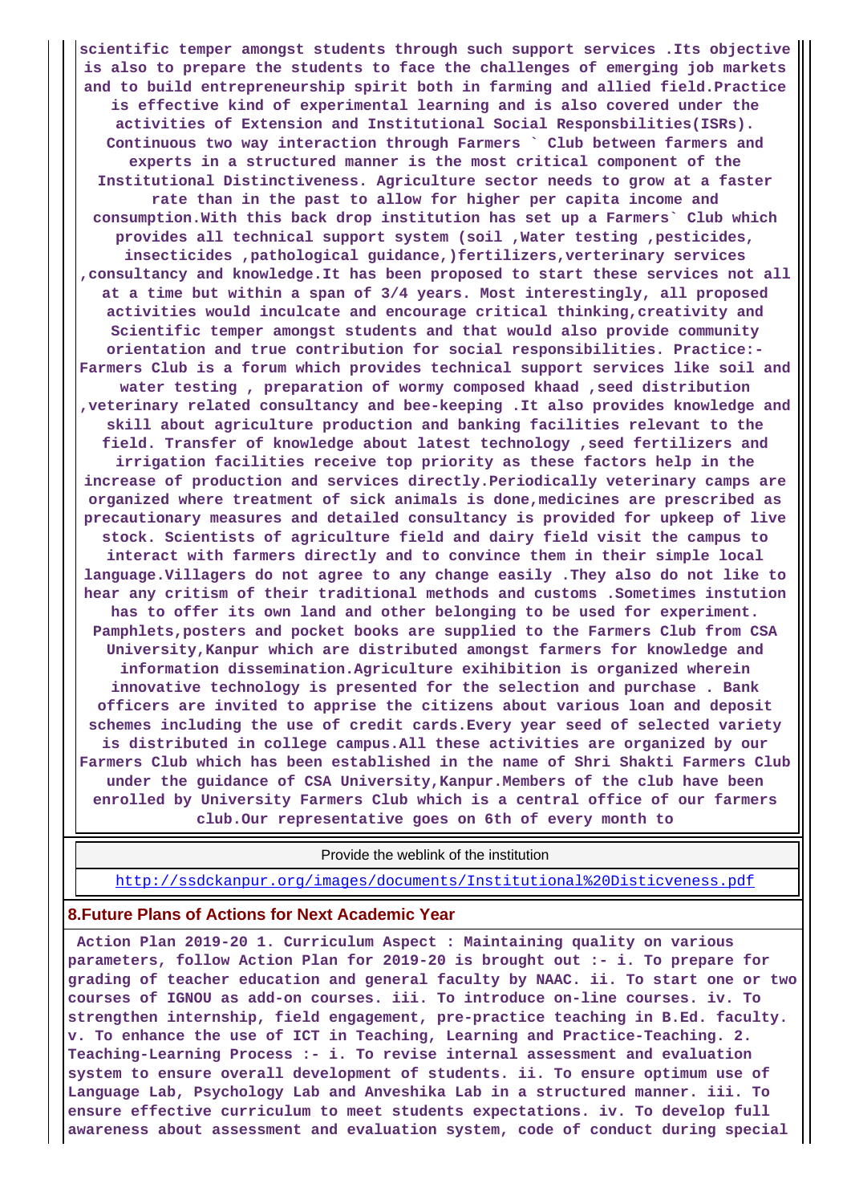scientific temper amongst students through such support services .Its objective is also to prepare the students to face the challenges of emerging job markets and to build entrepreneurship spirit both in farming and allied field.Practice is effective kind of experimental learning and is also covered under the activities of Extension and Institutional Social Responsbilities(ISRs). Continuous two way interaction through Farmers ` Club between farmers and experts in a structured manner is the most critical component of the Institutional Distinctiveness. Agriculture sector needs to grow at a faster rate than in the past to allow for higher per capita income and consumption.With this back drop institution has set up a Farmers` Club which provides all technical support system (soil ,Water testing ,pesticides, insecticides ,pathological guidance,)fertilizers,verterinary services ,consultancy and knowledge.It has been proposed to start these services not all at a time but within a span of 3/4 years. Most interestingly, all proposed activities would inculcate and encourage critical thinking,creativity and Scientific temper amongst students and that would also provide community orientation and true contribution for social responsibilities. Practice:- Farmers Club is a forum which provides technical support services like soil and water testing , preparation of wormy composed khaad ,seed distribution ,veterinary related consultancy and bee-keeping .It also provides knowledge and skill about agriculture production and banking facilities relevant to the field. Transfer of knowledge about latest technology ,seed fertilizers and irrigation facilities receive top priority as these factors help in the increase of production and services directly.Periodically veterinary camps are organized where treatment of sick animals is done,medicines are prescribed as precautionary measures and detailed consultancy is provided for upkeep of live stock. Scientists of agriculture field and dairy field visit the campus to interact with farmers directly and to convince them in their simple local language.Villagers do not agree to any change easily .They also do not like to hear any critism of their traditional methods and customs .Sometimes instution has to offer its own land and other belonging to be used for experiment. Pamphlets,posters and pocket books are supplied to the Farmers Club from CSA University,Kanpur which are distributed amongst farmers for knowledge and information dissemination.Agriculture exihibition is organized wherein innovative technology is presented for the selection and purchase . Bank officers are invited to apprise the citizens about various loan and deposit schemes including the use of credit cards.Every year seed of selected variety is distributed in college campus.All these activities are organized by our Farmers Club which has been established in the name of Shri Shakti Farmers Club under the guidance of CSA University,Kanpur.Members of the club have been enrolled by University Farmers Club which is a central office of our farmers club.Our representative goes on 6th of every month to

| Provide the weblink of the institution |
|---|
| http://ssdckanpur.org/images/documents/Institutional%20Disticveness.pdf |

## 8.Future Plans of Actions for Next Academic Year

Action Plan 2019-20 1. Curriculum Aspect : Maintaining quality on various parameters, follow Action Plan for 2019-20 is brought out :- i. To prepare for grading of teacher education and general faculty by NAAC. ii. To start one or two courses of IGNOU as add-on courses. iii. To introduce on-line courses. iv. To strengthen internship, field engagement, pre-practice teaching in B.Ed. faculty. v. To enhance the use of ICT in Teaching, Learning and Practice-Teaching. 2. Teaching-Learning Process :- i. To revise internal assessment and evaluation system to ensure overall development of students. ii. To ensure optimum use of Language Lab, Psychology Lab and Anveshika Lab in a structured manner. iii. To ensure effective curriculum to meet students expectations. iv. To develop full awareness about assessment and evaluation system, code of conduct during special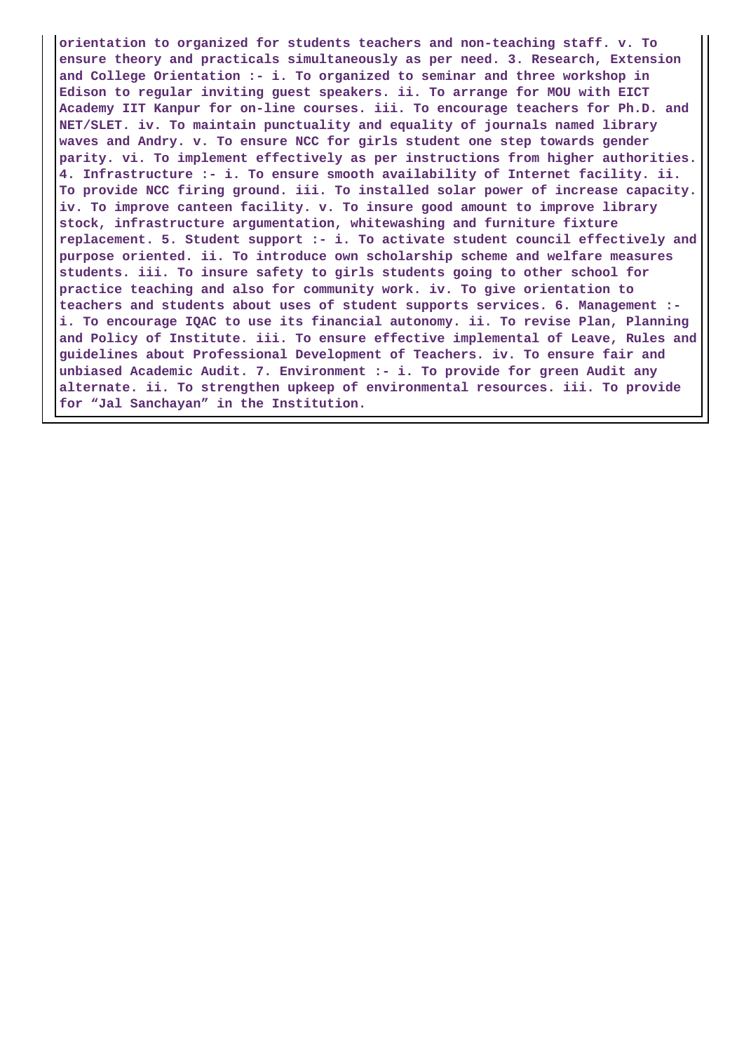**orientation to organized for students teachers and non-teaching staff. v. To ensure theory and practicals simultaneously as per need. 3. Research, Extension and College Orientation :- i. To organized to seminar and three workshop in Edison to regular inviting guest speakers. ii. To arrange for MOU with EICT Academy IIT Kanpur for on-line courses. iii. To encourage teachers for Ph.D. and NET/SLET. iv. To maintain punctuality and equality of journals named library waves and Andry. v. To ensure NCC for girls student one step towards gender parity. vi. To implement effectively as per instructions from higher authorities. 4. Infrastructure :- i. To ensure smooth availability of Internet facility. ii. To provide NCC firing ground. iii. To installed solar power of increase capacity. iv. To improve canteen facility. v. To insure good amount to improve library stock, infrastructure argumentation, whitewashing and furniture fixture replacement. 5. Student support :- i. To activate student council effectively and purpose oriented. ii. To introduce own scholarship scheme and welfare measures students. iii. To insure safety to girls students going to other school for practice teaching and also for community work. iv. To give orientation to teachers and students about uses of student supports services. 6. Management :- i. To encourage IQAC to use its financial autonomy. ii. To revise Plan, Planning and Policy of Institute. iii. To ensure effective implemental of Leave, Rules and guidelines about Professional Development of Teachers. iv. To ensure fair and unbiased Academic Audit. 7. Environment :- i. To provide for green Audit any alternate. ii. To strengthen upkeep of environmental resources. iii. To provide for "Jal Sanchayan" in the Institution.**